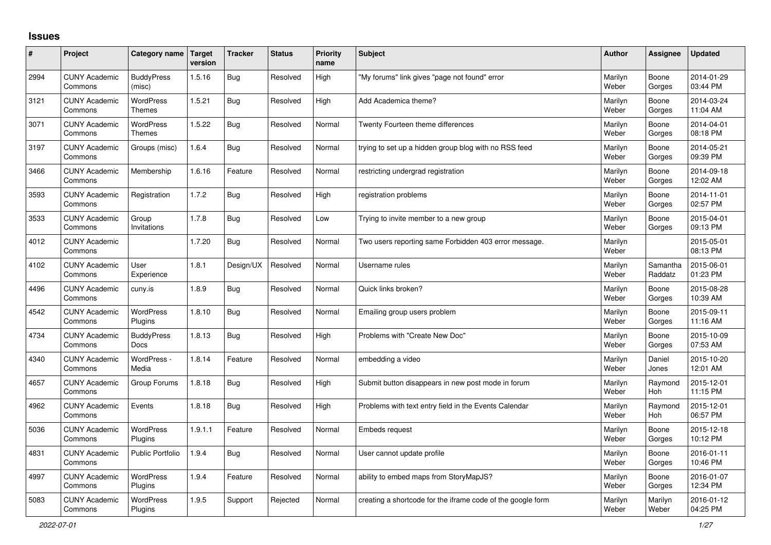## Issues

| # | Project | Category name | Target version | Tracker | Status | Priority name | Subject | Author | Assignee | Updated |
|---|---|---|---|---|---|---|---|---|---|---|
| 2994 | CUNY Academic Commons | BuddyPress (misc) | 1.5.16 | Bug | Resolved | High | "My forums" link gives "page not found" error | Marilyn Weber | Boone Gorges | 2014-01-29 03:44 PM |
| 3121 | CUNY Academic Commons | WordPress Themes | 1.5.21 | Bug | Resolved | High | Add Academica theme? | Marilyn Weber | Boone Gorges | 2014-03-24 11:04 AM |
| 3071 | CUNY Academic Commons | WordPress Themes | 1.5.22 | Bug | Resolved | Normal | Twenty Fourteen theme differences | Marilyn Weber | Boone Gorges | 2014-04-01 08:18 PM |
| 3197 | CUNY Academic Commons | Groups (misc) | 1.6.4 | Bug | Resolved | Normal | trying to set up a hidden group blog with no RSS feed | Marilyn Weber | Boone Gorges | 2014-05-21 09:39 PM |
| 3466 | CUNY Academic Commons | Membership | 1.6.16 | Feature | Resolved | Normal | restricting undergrad registration | Marilyn Weber | Boone Gorges | 2014-09-18 12:02 AM |
| 3593 | CUNY Academic Commons | Registration | 1.7.2 | Bug | Resolved | High | registration problems | Marilyn Weber | Boone Gorges | 2014-11-01 02:57 PM |
| 3533 | CUNY Academic Commons | Group Invitations | 1.7.8 | Bug | Resolved | Low | Trying to invite member to a new group | Marilyn Weber | Boone Gorges | 2015-04-01 09:13 PM |
| 4012 | CUNY Academic Commons | | 1.7.20 | Bug | Resolved | Normal | Two users reporting same Forbidden 403 error message. | Marilyn Weber | | 2015-05-01 08:13 PM |
| 4102 | CUNY Academic Commons | User Experience | 1.8.1 | Design/UX | Resolved | Normal | Username rules | Marilyn Weber | Samantha Raddatz | 2015-06-01 01:23 PM |
| 4496 | CUNY Academic Commons | cuny.is | 1.8.9 | Bug | Resolved | Normal | Quick links broken? | Marilyn Weber | Boone Gorges | 2015-08-28 10:39 AM |
| 4542 | CUNY Academic Commons | WordPress Plugins | 1.8.10 | Bug | Resolved | Normal | Emailing group users problem | Marilyn Weber | Boone Gorges | 2015-09-11 11:16 AM |
| 4734 | CUNY Academic Commons | BuddyPress Docs | 1.8.13 | Bug | Resolved | High | Problems with "Create New Doc" | Marilyn Weber | Boone Gorges | 2015-10-09 07:53 AM |
| 4340 | CUNY Academic Commons | WordPress - Media | 1.8.14 | Feature | Resolved | Normal | embedding a video | Marilyn Weber | Daniel Jones | 2015-10-20 12:01 AM |
| 4657 | CUNY Academic Commons | Group Forums | 1.8.18 | Bug | Resolved | High | Submit button disappears in new post mode in forum | Marilyn Weber | Raymond Hoh | 2015-12-01 11:15 PM |
| 4962 | CUNY Academic Commons | Events | 1.8.18 | Bug | Resolved | High | Problems with text entry field in the Events Calendar | Marilyn Weber | Raymond Hoh | 2015-12-01 06:57 PM |
| 5036 | CUNY Academic Commons | WordPress Plugins | 1.9.1.1 | Feature | Resolved | Normal | Embeds request | Marilyn Weber | Boone Gorges | 2015-12-18 10:12 PM |
| 4831 | CUNY Academic Commons | Public Portfolio | 1.9.4 | Bug | Resolved | Normal | User cannot update profile | Marilyn Weber | Boone Gorges | 2016-01-11 10:46 PM |
| 4997 | CUNY Academic Commons | WordPress Plugins | 1.9.4 | Feature | Resolved | Normal | ability to embed maps from StoryMapJS? | Marilyn Weber | Boone Gorges | 2016-01-07 12:34 PM |
| 5083 | CUNY Academic Commons | WordPress Plugins | 1.9.5 | Support | Rejected | Normal | creating a shortcode for the iframe code of the google form | Marilyn Weber | Marilyn Weber | 2016-01-12 04:25 PM |

*2022-07-01*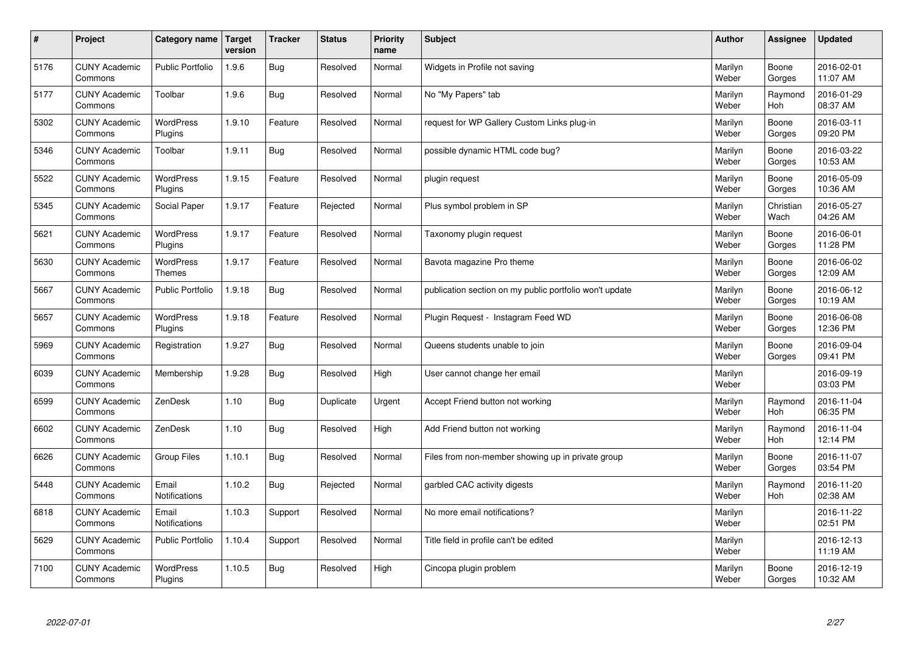| # | Project | Category name | Target version | Tracker | Status | Priority name | Subject | Author | Assignee | Updated |
|---|---|---|---|---|---|---|---|---|---|---|
| 5176 | CUNY Academic Commons | Public Portfolio | 1.9.6 | Bug | Resolved | Normal | Widgets in Profile not saving | Marilyn Weber | Boone Gorges | 2016-02-01 11:07 AM |
| 5177 | CUNY Academic Commons | Toolbar | 1.9.6 | Bug | Resolved | Normal | No "My Papers" tab | Marilyn Weber | Raymond Hoh | 2016-01-29 08:37 AM |
| 5302 | CUNY Academic Commons | WordPress Plugins | 1.9.10 | Feature | Resolved | Normal | request for WP Gallery Custom Links plug-in | Marilyn Weber | Boone Gorges | 2016-03-11 09:20 PM |
| 5346 | CUNY Academic Commons | Toolbar | 1.9.11 | Bug | Resolved | Normal | possible dynamic HTML code bug? | Marilyn Weber | Boone Gorges | 2016-03-22 10:53 AM |
| 5522 | CUNY Academic Commons | WordPress Plugins | 1.9.15 | Feature | Resolved | Normal | plugin request | Marilyn Weber | Boone Gorges | 2016-05-09 10:36 AM |
| 5345 | CUNY Academic Commons | Social Paper | 1.9.17 | Feature | Rejected | Normal | Plus symbol problem in SP | Marilyn Weber | Christian Wach | 2016-05-27 04:26 AM |
| 5621 | CUNY Academic Commons | WordPress Plugins | 1.9.17 | Feature | Resolved | Normal | Taxonomy plugin request | Marilyn Weber | Boone Gorges | 2016-06-01 11:28 PM |
| 5630 | CUNY Academic Commons | WordPress Themes | 1.9.17 | Feature | Resolved | Normal | Bavota magazine Pro theme | Marilyn Weber | Boone Gorges | 2016-06-02 12:09 AM |
| 5667 | CUNY Academic Commons | Public Portfolio | 1.9.18 | Bug | Resolved | Normal | publication section on my public portfolio won't update | Marilyn Weber | Boone Gorges | 2016-06-12 10:19 AM |
| 5657 | CUNY Academic Commons | WordPress Plugins | 1.9.18 | Feature | Resolved | Normal | Plugin Request - Instagram Feed WD | Marilyn Weber | Boone Gorges | 2016-06-08 12:36 PM |
| 5969 | CUNY Academic Commons | Registration | 1.9.27 | Bug | Resolved | Normal | Queens students unable to join | Marilyn Weber | Boone Gorges | 2016-09-04 09:41 PM |
| 6039 | CUNY Academic Commons | Membership | 1.9.28 | Bug | Resolved | High | User cannot change her email | Marilyn Weber | | 2016-09-19 03:03 PM |
| 6599 | CUNY Academic Commons | ZenDesk | 1.10 | Bug | Duplicate | Urgent | Accept Friend button not working | Marilyn Weber | Raymond Hoh | 2016-11-04 06:35 PM |
| 6602 | CUNY Academic Commons | ZenDesk | 1.10 | Bug | Resolved | High | Add Friend button not working | Marilyn Weber | Raymond Hoh | 2016-11-04 12:14 PM |
| 6626 | CUNY Academic Commons | Group Files | 1.10.1 | Bug | Resolved | Normal | Files from non-member showing up in private group | Marilyn Weber | Boone Gorges | 2016-11-07 03:54 PM |
| 5448 | CUNY Academic Commons | Email Notifications | 1.10.2 | Bug | Rejected | Normal | garbled CAC activity digests | Marilyn Weber | Raymond Hoh | 2016-11-20 02:38 AM |
| 6818 | CUNY Academic Commons | Email Notifications | 1.10.3 | Support | Resolved | Normal | No more email notifications? | Marilyn Weber | | 2016-11-22 02:51 PM |
| 5629 | CUNY Academic Commons | Public Portfolio | 1.10.4 | Support | Resolved | Normal | Title field in profile can't be edited | Marilyn Weber | | 2016-12-13 11:19 AM |
| 7100 | CUNY Academic Commons | WordPress Plugins | 1.10.5 | Bug | Resolved | High | Cincopa plugin problem | Marilyn Weber | Boone Gorges | 2016-12-19 10:32 AM |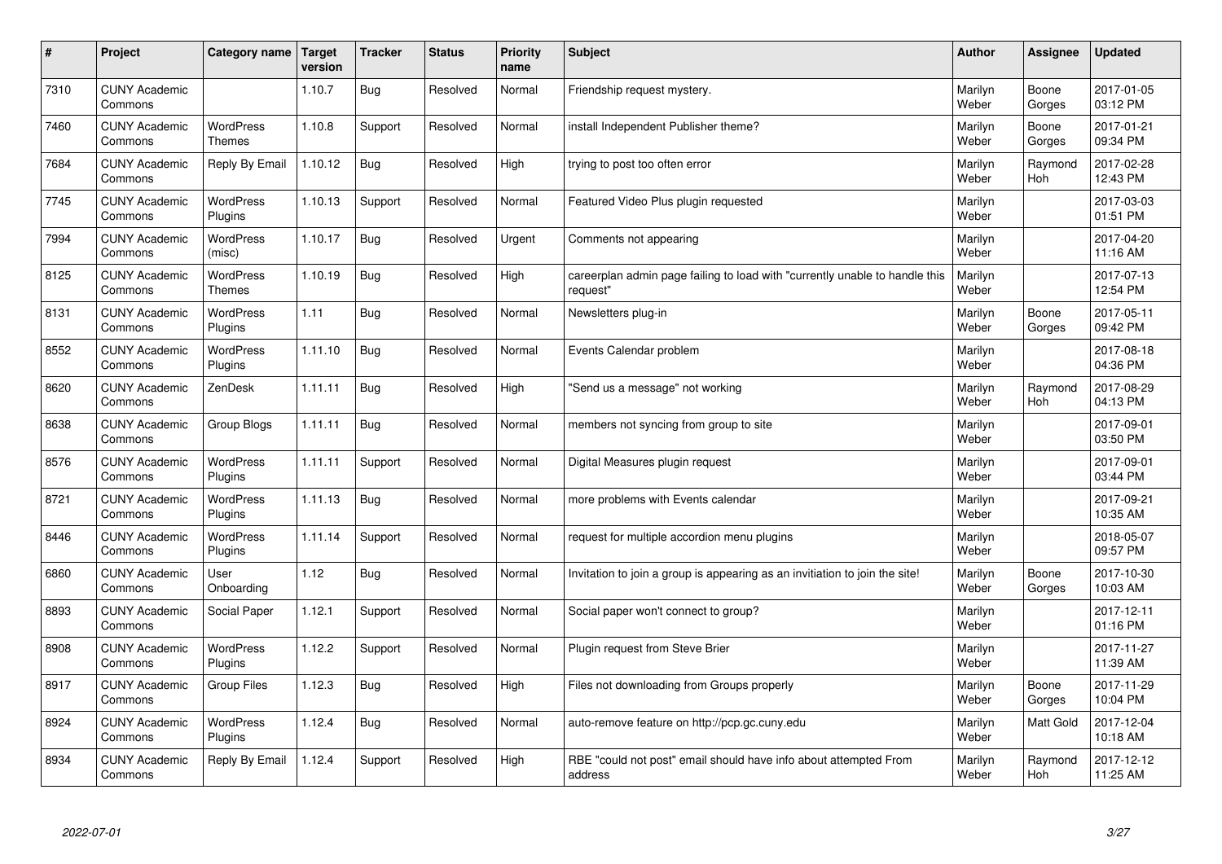| # | Project | Category name | Target version | Tracker | Status | Priority name | Subject | Author | Assignee | Updated |
|---|---|---|---|---|---|---|---|---|---|---|
| 7310 | CUNY Academic Commons | | 1.10.7 | Bug | Resolved | Normal | Friendship request mystery. | Marilyn Weber | Boone Gorges | 2017-01-05 03:12 PM |
| 7460 | CUNY Academic Commons | WordPress Themes | 1.10.8 | Support | Resolved | Normal | install Independent Publisher theme? | Marilyn Weber | Boone Gorges | 2017-01-21 09:34 PM |
| 7684 | CUNY Academic Commons | Reply By Email | 1.10.12 | Bug | Resolved | High | trying to post too often error | Marilyn Weber | Raymond Hoh | 2017-02-28 12:43 PM |
| 7745 | CUNY Academic Commons | WordPress Plugins | 1.10.13 | Support | Resolved | Normal | Featured Video Plus plugin requested | Marilyn Weber | | 2017-03-03 01:51 PM |
| 7994 | CUNY Academic Commons | WordPress (misc) | 1.10.17 | Bug | Resolved | Urgent | Comments not appearing | Marilyn Weber | | 2017-04-20 11:16 AM |
| 8125 | CUNY Academic Commons | WordPress Themes | 1.10.19 | Bug | Resolved | High | careerplan admin page failing to load with "currently unable to handle this request" | Marilyn Weber | | 2017-07-13 12:54 PM |
| 8131 | CUNY Academic Commons | WordPress Plugins | 1.11 | Bug | Resolved | Normal | Newsletters plug-in | Marilyn Weber | Boone Gorges | 2017-05-11 09:42 PM |
| 8552 | CUNY Academic Commons | WordPress Plugins | 1.11.10 | Bug | Resolved | Normal | Events Calendar problem | Marilyn Weber | | 2017-08-18 04:36 PM |
| 8620 | CUNY Academic Commons | ZenDesk | 1.11.11 | Bug | Resolved | High | "Send us a message" not working | Marilyn Weber | Raymond Hoh | 2017-08-29 04:13 PM |
| 8638 | CUNY Academic Commons | Group Blogs | 1.11.11 | Bug | Resolved | Normal | members not syncing from group to site | Marilyn Weber | | 2017-09-01 03:50 PM |
| 8576 | CUNY Academic Commons | WordPress Plugins | 1.11.11 | Support | Resolved | Normal | Digital Measures plugin request | Marilyn Weber | | 2017-09-01 03:44 PM |
| 8721 | CUNY Academic Commons | WordPress Plugins | 1.11.13 | Bug | Resolved | Normal | more problems with Events calendar | Marilyn Weber | | 2017-09-21 10:35 AM |
| 8446 | CUNY Academic Commons | WordPress Plugins | 1.11.14 | Support | Resolved | Normal | request for multiple accordion menu plugins | Marilyn Weber | | 2018-05-07 09:57 PM |
| 6860 | CUNY Academic Commons | User Onboarding | 1.12 | Bug | Resolved | Normal | Invitation to join a group is appearing as an invitiation to join the site! | Marilyn Weber | Boone Gorges | 2017-10-30 10:03 AM |
| 8893 | CUNY Academic Commons | Social Paper | 1.12.1 | Support | Resolved | Normal | Social paper won't connect to group? | Marilyn Weber | | 2017-12-11 01:16 PM |
| 8908 | CUNY Academic Commons | WordPress Plugins | 1.12.2 | Support | Resolved | Normal | Plugin request from Steve Brier | Marilyn Weber | | 2017-11-27 11:39 AM |
| 8917 | CUNY Academic Commons | Group Files | 1.12.3 | Bug | Resolved | High | Files not downloading from Groups properly | Marilyn Weber | Boone Gorges | 2017-11-29 10:04 PM |
| 8924 | CUNY Academic Commons | WordPress Plugins | 1.12.4 | Bug | Resolved | Normal | auto-remove feature on http://pcp.gc.cuny.edu | Marilyn Weber | Matt Gold | 2017-12-04 10:18 AM |
| 8934 | CUNY Academic Commons | Reply By Email | 1.12.4 | Support | Resolved | High | RBE "could not post" email should have info about attempted From address | Marilyn Weber | Raymond Hoh | 2017-12-12 11:25 AM |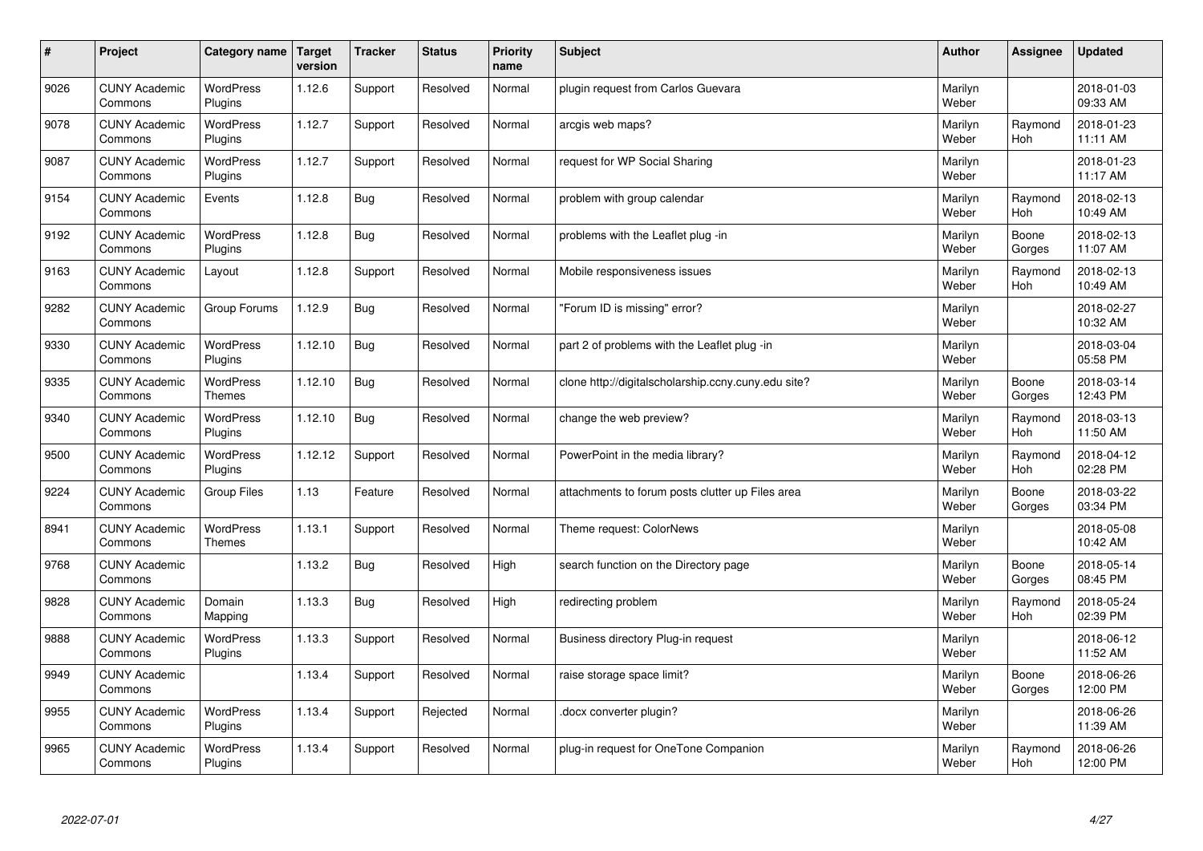| # | Project | Category name | Target version | Tracker | Status | Priority name | Subject | Author | Assignee | Updated |
|---|---|---|---|---|---|---|---|---|---|---|
| 9026 | CUNY Academic Commons | WordPress Plugins | 1.12.6 | Support | Resolved | Normal | plugin request from Carlos Guevara | Marilyn Weber | | 2018-01-03 09:33 AM |
| 9078 | CUNY Academic Commons | WordPress Plugins | 1.12.7 | Support | Resolved | Normal | arcgis web maps? | Marilyn Weber | Raymond Hoh | 2018-01-23 11:11 AM |
| 9087 | CUNY Academic Commons | WordPress Plugins | 1.12.7 | Support | Resolved | Normal | request for WP Social Sharing | Marilyn Weber | | 2018-01-23 11:17 AM |
| 9154 | CUNY Academic Commons | Events | 1.12.8 | Bug | Resolved | Normal | problem with group calendar | Marilyn Weber | Raymond Hoh | 2018-02-13 10:49 AM |
| 9192 | CUNY Academic Commons | WordPress Plugins | 1.12.8 | Bug | Resolved | Normal | problems with the Leaflet plug -in | Marilyn Weber | Boone Gorges | 2018-02-13 11:07 AM |
| 9163 | CUNY Academic Commons | Layout | 1.12.8 | Support | Resolved | Normal | Mobile responsiveness issues | Marilyn Weber | Raymond Hoh | 2018-02-13 10:49 AM |
| 9282 | CUNY Academic Commons | Group Forums | 1.12.9 | Bug | Resolved | Normal | "Forum ID is missing" error? | Marilyn Weber | | 2018-02-27 10:32 AM |
| 9330 | CUNY Academic Commons | WordPress Plugins | 1.12.10 | Bug | Resolved | Normal | part 2 of problems with the Leaflet plug -in | Marilyn Weber | | 2018-03-04 05:58 PM |
| 9335 | CUNY Academic Commons | WordPress Themes | 1.12.10 | Bug | Resolved | Normal | clone http://digitalscholarship.ccny.cuny.edu site? | Marilyn Weber | Boone Gorges | 2018-03-14 12:43 PM |
| 9340 | CUNY Academic Commons | WordPress Plugins | 1.12.10 | Bug | Resolved | Normal | change the web preview? | Marilyn Weber | Raymond Hoh | 2018-03-13 11:50 AM |
| 9500 | CUNY Academic Commons | WordPress Plugins | 1.12.12 | Support | Resolved | Normal | PowerPoint in the media library? | Marilyn Weber | Raymond Hoh | 2018-04-12 02:28 PM |
| 9224 | CUNY Academic Commons | Group Files | 1.13 | Feature | Resolved | Normal | attachments to forum posts clutter up Files area | Marilyn Weber | Boone Gorges | 2018-03-22 03:34 PM |
| 8941 | CUNY Academic Commons | WordPress Themes | 1.13.1 | Support | Resolved | Normal | Theme request: ColorNews | Marilyn Weber | | 2018-05-08 10:42 AM |
| 9768 | CUNY Academic Commons | | 1.13.2 | Bug | Resolved | High | search function on the Directory page | Marilyn Weber | Boone Gorges | 2018-05-14 08:45 PM |
| 9828 | CUNY Academic Commons | Domain Mapping | 1.13.3 | Bug | Resolved | High | redirecting problem | Marilyn Weber | Raymond Hoh | 2018-05-24 02:39 PM |
| 9888 | CUNY Academic Commons | WordPress Plugins | 1.13.3 | Support | Resolved | Normal | Business directory Plug-in request | Marilyn Weber | | 2018-06-12 11:52 AM |
| 9949 | CUNY Academic Commons | | 1.13.4 | Support | Resolved | Normal | raise storage space limit? | Marilyn Weber | Boone Gorges | 2018-06-26 12:00 PM |
| 9955 | CUNY Academic Commons | WordPress Plugins | 1.13.4 | Support | Rejected | Normal | .docx converter plugin? | Marilyn Weber | | 2018-06-26 11:39 AM |
| 9965 | CUNY Academic Commons | WordPress Plugins | 1.13.4 | Support | Resolved | Normal | plug-in request for OneTone Companion | Marilyn Weber | Raymond Hoh | 2018-06-26 12:00 PM |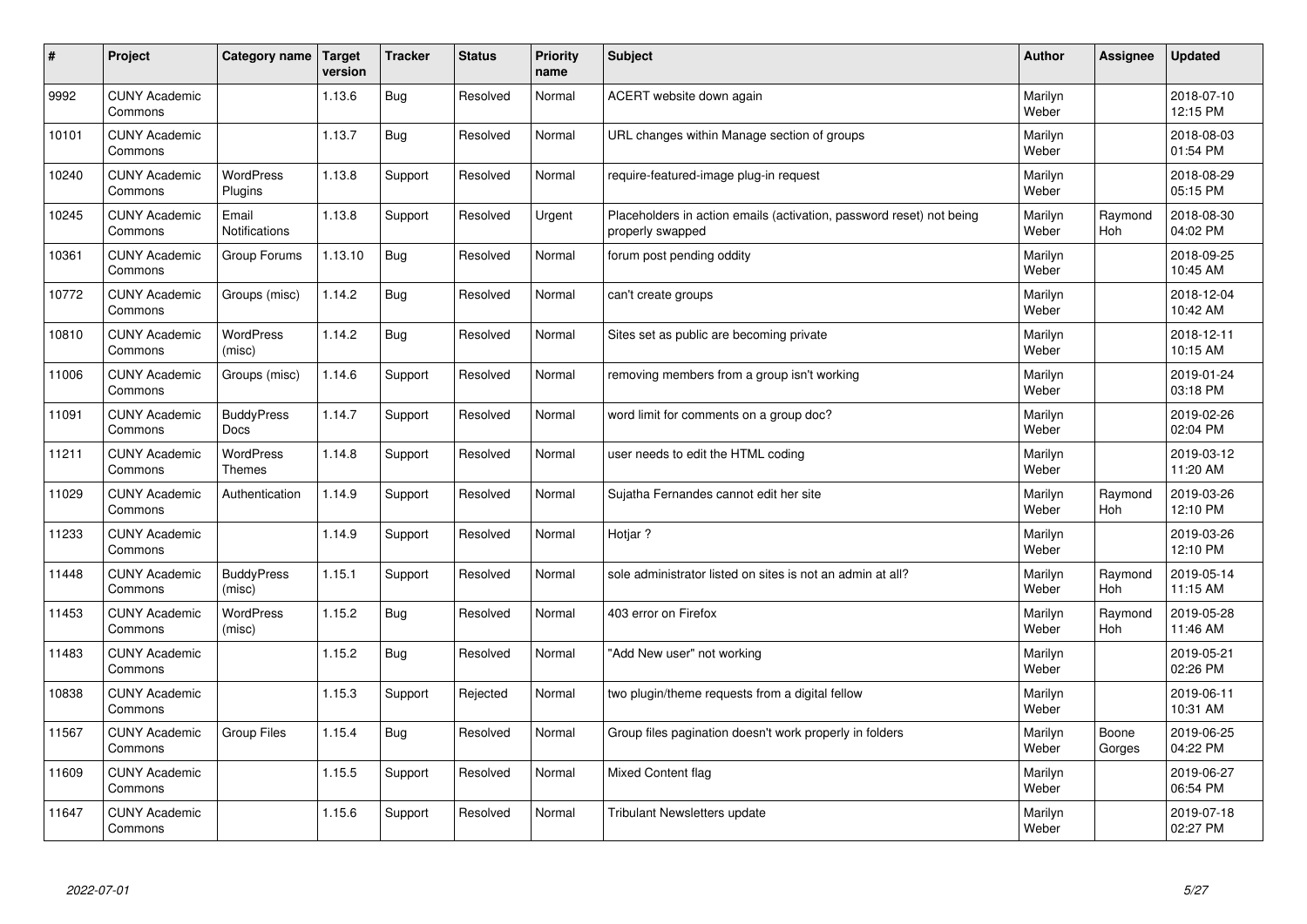| # | Project | Category name | Target version | Tracker | Status | Priority name | Subject | Author | Assignee | Updated |
|---|---|---|---|---|---|---|---|---|---|---|
| 9992 | CUNY Academic Commons | | 1.13.6 | Bug | Resolved | Normal | ACERT website down again | Marilyn Weber | | 2018-07-10 12:15 PM |
| 10101 | CUNY Academic Commons | | 1.13.7 | Bug | Resolved | Normal | URL changes within Manage section of groups | Marilyn Weber | | 2018-08-03 01:54 PM |
| 10240 | CUNY Academic Commons | WordPress Plugins | 1.13.8 | Support | Resolved | Normal | require-featured-image plug-in request | Marilyn Weber | | 2018-08-29 05:15 PM |
| 10245 | CUNY Academic Commons | Email Notifications | 1.13.8 | Support | Resolved | Urgent | Placeholders in action emails (activation, password reset) not being properly swapped | Marilyn Weber | Raymond Hoh | 2018-08-30 04:02 PM |
| 10361 | CUNY Academic Commons | Group Forums | 1.13.10 | Bug | Resolved | Normal | forum post pending oddity | Marilyn Weber | | 2018-09-25 10:45 AM |
| 10772 | CUNY Academic Commons | Groups (misc) | 1.14.2 | Bug | Resolved | Normal | can't create groups | Marilyn Weber | | 2018-12-04 10:42 AM |
| 10810 | CUNY Academic Commons | WordPress (misc) | 1.14.2 | Bug | Resolved | Normal | Sites set as public are becoming private | Marilyn Weber | | 2018-12-11 10:15 AM |
| 11006 | CUNY Academic Commons | Groups (misc) | 1.14.6 | Support | Resolved | Normal | removing members from a group isn't working | Marilyn Weber | | 2019-01-24 03:18 PM |
| 11091 | CUNY Academic Commons | BuddyPress Docs | 1.14.7 | Support | Resolved | Normal | word limit for comments on a group doc? | Marilyn Weber | | 2019-02-26 02:04 PM |
| 11211 | CUNY Academic Commons | WordPress Themes | 1.14.8 | Support | Resolved | Normal | user needs to edit the HTML coding | Marilyn Weber | | 2019-03-12 11:20 AM |
| 11029 | CUNY Academic Commons | Authentication | 1.14.9 | Support | Resolved | Normal | Sujatha Fernandes cannot edit her site | Marilyn Weber | Raymond Hoh | 2019-03-26 12:10 PM |
| 11233 | CUNY Academic Commons | | 1.14.9 | Support | Resolved | Normal | Hotjar ? | Marilyn Weber | | 2019-03-26 12:10 PM |
| 11448 | CUNY Academic Commons | BuddyPress (misc) | 1.15.1 | Support | Resolved | Normal | sole administrator listed on sites is not an admin at all? | Marilyn Weber | Raymond Hoh | 2019-05-14 11:15 AM |
| 11453 | CUNY Academic Commons | WordPress (misc) | 1.15.2 | Bug | Resolved | Normal | 403 error on Firefox | Marilyn Weber | Raymond Hoh | 2019-05-28 11:46 AM |
| 11483 | CUNY Academic Commons | | 1.15.2 | Bug | Resolved | Normal | "Add New user" not working | Marilyn Weber | | 2019-05-21 02:26 PM |
| 10838 | CUNY Academic Commons | | 1.15.3 | Support | Rejected | Normal | two plugin/theme requests from a digital fellow | Marilyn Weber | | 2019-06-11 10:31 AM |
| 11567 | CUNY Academic Commons | Group Files | 1.15.4 | Bug | Resolved | Normal | Group files pagination doesn't work properly in folders | Marilyn Weber | Boone Gorges | 2019-06-25 04:22 PM |
| 11609 | CUNY Academic Commons | | 1.15.5 | Support | Resolved | Normal | Mixed Content flag | Marilyn Weber | | 2019-06-27 06:54 PM |
| 11647 | CUNY Academic Commons | | 1.15.6 | Support | Resolved | Normal | Tribulant Newsletters update | Marilyn Weber | | 2019-07-18 02:27 PM |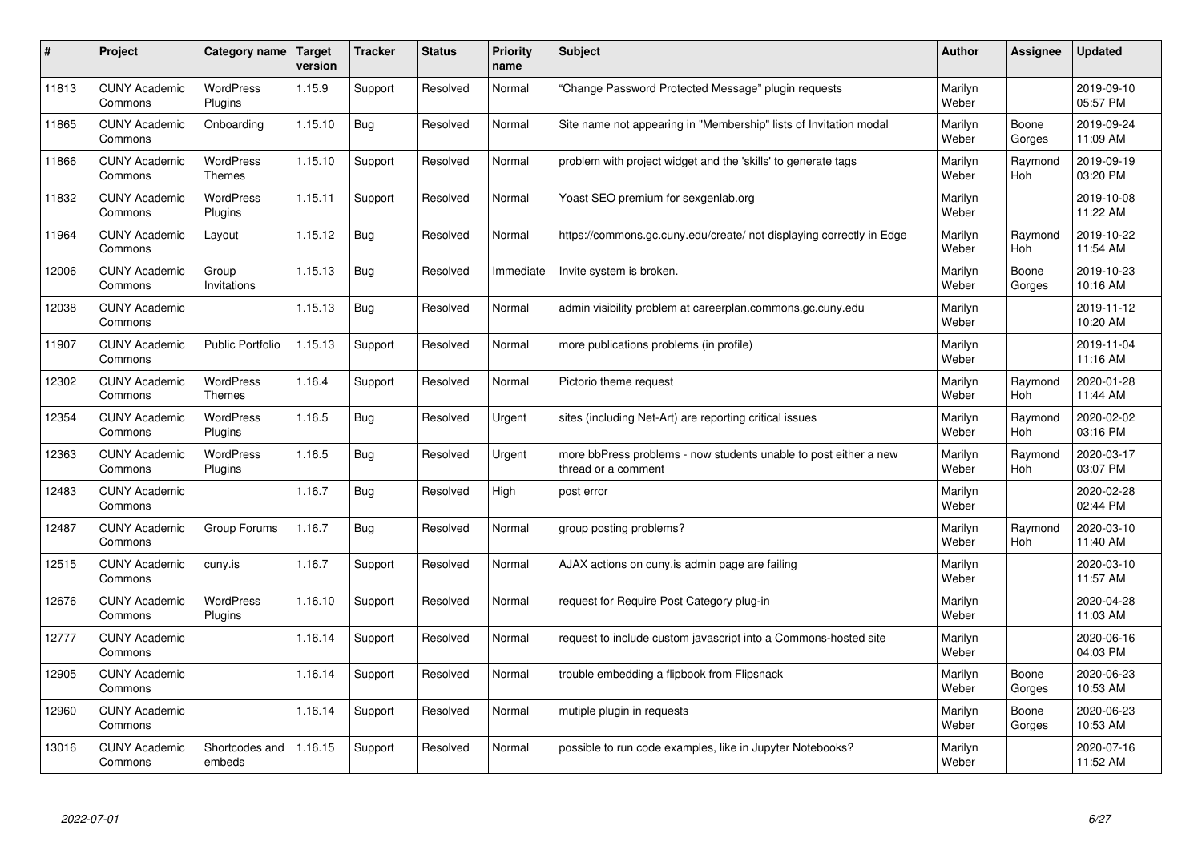| # | Project | Category name | Target version | Tracker | Status | Priority name | Subject | Author | Assignee | Updated |
|---|---|---|---|---|---|---|---|---|---|---|
| 11813 | CUNY Academic Commons | WordPress Plugins | 1.15.9 | Support | Resolved | Normal | "Change Password Protected Message" plugin requests | Marilyn Weber | | 2019-09-10 05:57 PM |
| 11865 | CUNY Academic Commons | Onboarding | 1.15.10 | Bug | Resolved | Normal | Site name not appearing in "Membership" lists of Invitation modal | Marilyn Weber | Boone Gorges | 2019-09-24 11:09 AM |
| 11866 | CUNY Academic Commons | WordPress Themes | 1.15.10 | Support | Resolved | Normal | problem with project widget and the 'skills' to generate tags | Marilyn Weber | Raymond Hoh | 2019-09-19 03:20 PM |
| 11832 | CUNY Academic Commons | WordPress Plugins | 1.15.11 | Support | Resolved | Normal | Yoast SEO premium for sexgenlab.org | Marilyn Weber | | 2019-10-08 11:22 AM |
| 11964 | CUNY Academic Commons | Layout | 1.15.12 | Bug | Resolved | Normal | https://commons.gc.cuny.edu/create/ not displaying correctly in Edge | Marilyn Weber | Raymond Hoh | 2019-10-22 11:54 AM |
| 12006 | CUNY Academic Commons | Group Invitations | 1.15.13 | Bug | Resolved | Immediate | Invite system is broken. | Marilyn Weber | Boone Gorges | 2019-10-23 10:16 AM |
| 12038 | CUNY Academic Commons | | 1.15.13 | Bug | Resolved | Normal | admin visibility problem at careerplan.commons.gc.cuny.edu | Marilyn Weber | | 2019-11-12 10:20 AM |
| 11907 | CUNY Academic Commons | Public Portfolio | 1.15.13 | Support | Resolved | Normal | more publications problems (in profile) | Marilyn Weber | | 2019-11-04 11:16 AM |
| 12302 | CUNY Academic Commons | WordPress Themes | 1.16.4 | Support | Resolved | Normal | Pictorio theme request | Marilyn Weber | Raymond Hoh | 2020-01-28 11:44 AM |
| 12354 | CUNY Academic Commons | WordPress Plugins | 1.16.5 | Bug | Resolved | Urgent | sites (including Net-Art) are reporting critical issues | Marilyn Weber | Raymond Hoh | 2020-02-02 03:16 PM |
| 12363 | CUNY Academic Commons | WordPress Plugins | 1.16.5 | Bug | Resolved | Urgent | more bbPress problems - now students unable to post either a new thread or a comment | Marilyn Weber | Raymond Hoh | 2020-03-17 03:07 PM |
| 12483 | CUNY Academic Commons | | 1.16.7 | Bug | Resolved | High | post error | Marilyn Weber | | 2020-02-28 02:44 PM |
| 12487 | CUNY Academic Commons | Group Forums | 1.16.7 | Bug | Resolved | Normal | group posting problems? | Marilyn Weber | Raymond Hoh | 2020-03-10 11:40 AM |
| 12515 | CUNY Academic Commons | cuny.is | 1.16.7 | Support | Resolved | Normal | AJAX actions on cuny.is admin page are failing | Marilyn Weber | | 2020-03-10 11:57 AM |
| 12676 | CUNY Academic Commons | WordPress Plugins | 1.16.10 | Support | Resolved | Normal | request for Require Post Category plug-in | Marilyn Weber | | 2020-04-28 11:03 AM |
| 12777 | CUNY Academic Commons | | 1.16.14 | Support | Resolved | Normal | request to include custom javascript into a Commons-hosted site | Marilyn Weber | | 2020-06-16 04:03 PM |
| 12905 | CUNY Academic Commons | | 1.16.14 | Support | Resolved | Normal | trouble embedding a flipbook from Flipsnack | Marilyn Weber | Boone Gorges | 2020-06-23 10:53 AM |
| 12960 | CUNY Academic Commons | | 1.16.14 | Support | Resolved | Normal | mutiple plugin in requests | Marilyn Weber | Boone Gorges | 2020-06-23 10:53 AM |
| 13016 | CUNY Academic Commons | Shortcodes and embeds | 1.16.15 | Support | Resolved | Normal | possible to run code examples, like in Jupyter Notebooks? | Marilyn Weber | | 2020-07-16 11:52 AM |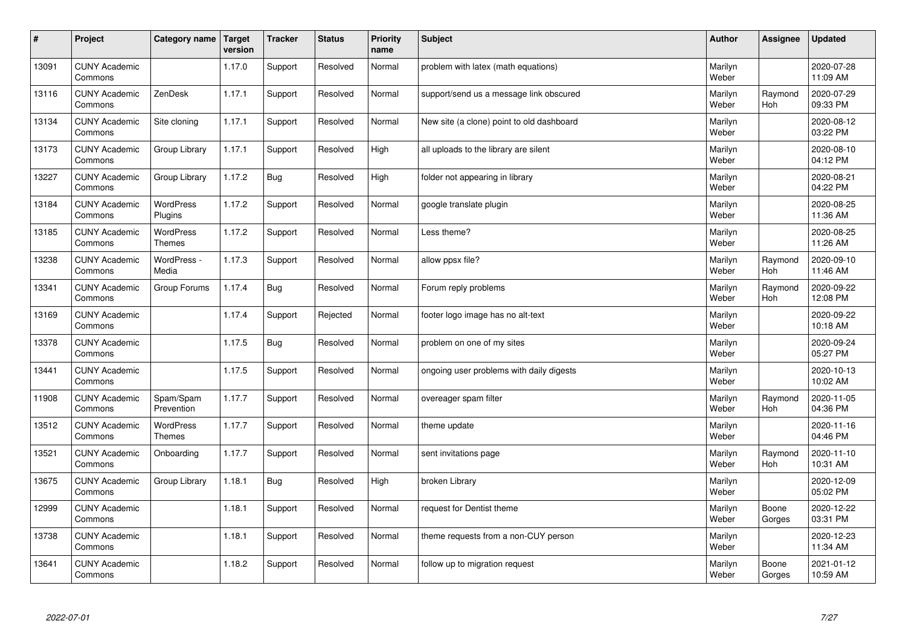| # | Project | Category name | Target version | Tracker | Status | Priority name | Subject | Author | Assignee | Updated |
|---|---|---|---|---|---|---|---|---|---|---|
| 13091 | CUNY Academic Commons | | 1.17.0 | Support | Resolved | Normal | problem with latex (math equations) | Marilyn Weber | | 2020-07-28 11:09 AM |
| 13116 | CUNY Academic Commons | ZenDesk | 1.17.1 | Support | Resolved | Normal | support/send us a message link obscured | Marilyn Weber | Raymond Hoh | 2020-07-29 09:33 PM |
| 13134 | CUNY Academic Commons | Site cloning | 1.17.1 | Support | Resolved | Normal | New site (a clone) point to old dashboard | Marilyn Weber | | 2020-08-12 03:22 PM |
| 13173 | CUNY Academic Commons | Group Library | 1.17.1 | Support | Resolved | High | all uploads to the library are silent | Marilyn Weber | | 2020-08-10 04:12 PM |
| 13227 | CUNY Academic Commons | Group Library | 1.17.2 | Bug | Resolved | High | folder not appearing in library | Marilyn Weber | | 2020-08-21 04:22 PM |
| 13184 | CUNY Academic Commons | WordPress Plugins | 1.17.2 | Support | Resolved | Normal | google translate plugin | Marilyn Weber | | 2020-08-25 11:36 AM |
| 13185 | CUNY Academic Commons | WordPress Themes | 1.17.2 | Support | Resolved | Normal | Less theme? | Marilyn Weber | | 2020-08-25 11:26 AM |
| 13238 | CUNY Academic Commons | WordPress - Media | 1.17.3 | Support | Resolved | Normal | allow ppsx file? | Marilyn Weber | Raymond Hoh | 2020-09-10 11:46 AM |
| 13341 | CUNY Academic Commons | Group Forums | 1.17.4 | Bug | Resolved | Normal | Forum reply problems | Marilyn Weber | Raymond Hoh | 2020-09-22 12:08 PM |
| 13169 | CUNY Academic Commons | | 1.17.4 | Support | Rejected | Normal | footer logo image has no alt-text | Marilyn Weber | | 2020-09-22 10:18 AM |
| 13378 | CUNY Academic Commons | | 1.17.5 | Bug | Resolved | Normal | problem on one of my sites | Marilyn Weber | | 2020-09-24 05:27 PM |
| 13441 | CUNY Academic Commons | | 1.17.5 | Support | Resolved | Normal | ongoing user problems with daily digests | Marilyn Weber | | 2020-10-13 10:02 AM |
| 11908 | CUNY Academic Commons | Spam/Spam Prevention | 1.17.7 | Support | Resolved | Normal | overeager spam filter | Marilyn Weber | Raymond Hoh | 2020-11-05 04:36 PM |
| 13512 | CUNY Academic Commons | WordPress Themes | 1.17.7 | Support | Resolved | Normal | theme update | Marilyn Weber | | 2020-11-16 04:46 PM |
| 13521 | CUNY Academic Commons | Onboarding | 1.17.7 | Support | Resolved | Normal | sent invitations page | Marilyn Weber | Raymond Hoh | 2020-11-10 10:31 AM |
| 13675 | CUNY Academic Commons | Group Library | 1.18.1 | Bug | Resolved | High | broken Library | Marilyn Weber | | 2020-12-09 05:02 PM |
| 12999 | CUNY Academic Commons | | 1.18.1 | Support | Resolved | Normal | request for Dentist theme | Marilyn Weber | Boone Gorges | 2020-12-22 03:31 PM |
| 13738 | CUNY Academic Commons | | 1.18.1 | Support | Resolved | Normal | theme requests from a non-CUY person | Marilyn Weber | | 2020-12-23 11:34 AM |
| 13641 | CUNY Academic Commons | | 1.18.2 | Support | Resolved | Normal | follow up to migration request | Marilyn Weber | Boone Gorges | 2021-01-12 10:59 AM |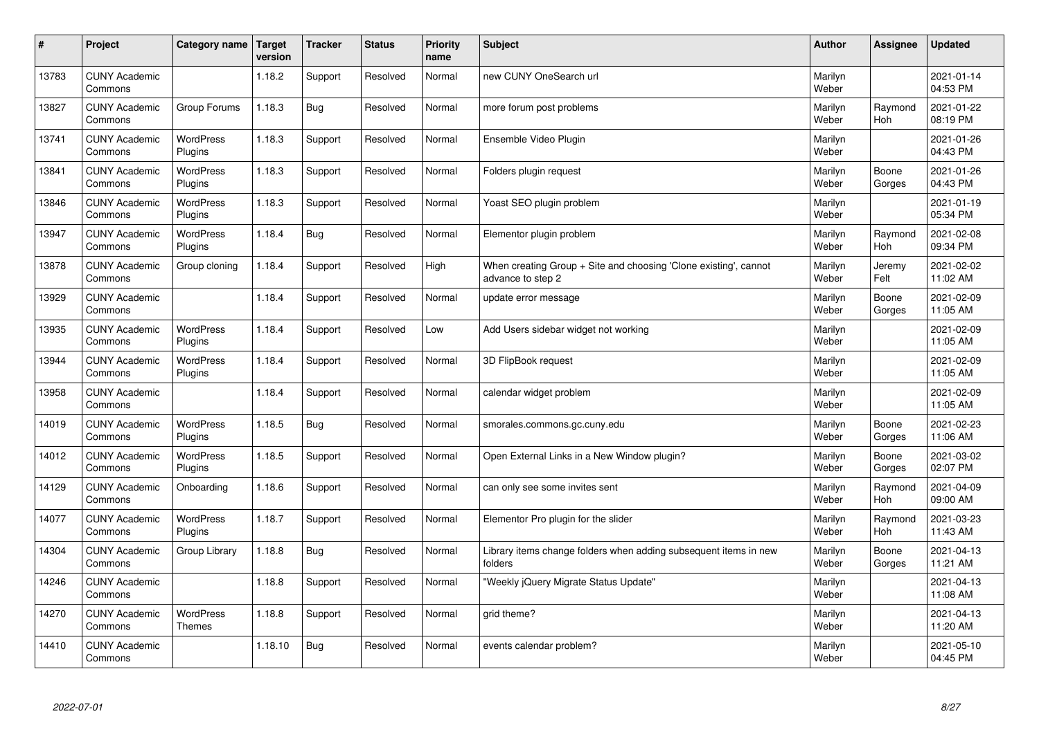| # | Project | Category name | Target version | Tracker | Status | Priority name | Subject | Author | Assignee | Updated |
|---|---|---|---|---|---|---|---|---|---|---|
| 13783 | CUNY Academic Commons | | 1.18.2 | Support | Resolved | Normal | new CUNY OneSearch url | Marilyn Weber | | 2021-01-14 04:53 PM |
| 13827 | CUNY Academic Commons | Group Forums | 1.18.3 | Bug | Resolved | Normal | more forum post problems | Marilyn Weber | Raymond Hoh | 2021-01-22 08:19 PM |
| 13741 | CUNY Academic Commons | WordPress Plugins | 1.18.3 | Support | Resolved | Normal | Ensemble Video Plugin | Marilyn Weber | | 2021-01-26 04:43 PM |
| 13841 | CUNY Academic Commons | WordPress Plugins | 1.18.3 | Support | Resolved | Normal | Folders plugin request | Marilyn Weber | Boone Gorges | 2021-01-26 04:43 PM |
| 13846 | CUNY Academic Commons | WordPress Plugins | 1.18.3 | Support | Resolved | Normal | Yoast SEO plugin problem | Marilyn Weber | | 2021-01-19 05:34 PM |
| 13947 | CUNY Academic Commons | WordPress Plugins | 1.18.4 | Bug | Resolved | Normal | Elementor plugin problem | Marilyn Weber | Raymond Hoh | 2021-02-08 09:34 PM |
| 13878 | CUNY Academic Commons | Group cloning | 1.18.4 | Support | Resolved | High | When creating Group + Site and choosing 'Clone existing', cannot advance to step 2 | Marilyn Weber | Jeremy Felt | 2021-02-02 11:02 AM |
| 13929 | CUNY Academic Commons | | 1.18.4 | Support | Resolved | Normal | update error message | Marilyn Weber | Boone Gorges | 2021-02-09 11:05 AM |
| 13935 | CUNY Academic Commons | WordPress Plugins | 1.18.4 | Support | Resolved | Low | Add Users sidebar widget not working | Marilyn Weber | | 2021-02-09 11:05 AM |
| 13944 | CUNY Academic Commons | WordPress Plugins | 1.18.4 | Support | Resolved | Normal | 3D FlipBook request | Marilyn Weber | | 2021-02-09 11:05 AM |
| 13958 | CUNY Academic Commons | | 1.18.4 | Support | Resolved | Normal | calendar widget problem | Marilyn Weber | | 2021-02-09 11:05 AM |
| 14019 | CUNY Academic Commons | WordPress Plugins | 1.18.5 | Bug | Resolved | Normal | smorales.commons.gc.cuny.edu | Marilyn Weber | Boone Gorges | 2021-02-23 11:06 AM |
| 14012 | CUNY Academic Commons | WordPress Plugins | 1.18.5 | Support | Resolved | Normal | Open External Links in a New Window plugin? | Marilyn Weber | Boone Gorges | 2021-03-02 02:07 PM |
| 14129 | CUNY Academic Commons | Onboarding | 1.18.6 | Support | Resolved | Normal | can only see some invites sent | Marilyn Weber | Raymond Hoh | 2021-04-09 09:00 AM |
| 14077 | CUNY Academic Commons | WordPress Plugins | 1.18.7 | Support | Resolved | Normal | Elementor Pro plugin for the slider | Marilyn Weber | Raymond Hoh | 2021-03-23 11:43 AM |
| 14304 | CUNY Academic Commons | Group Library | 1.18.8 | Bug | Resolved | Normal | Library items change folders when adding subsequent items in new folders | Marilyn Weber | Boone Gorges | 2021-04-13 11:21 AM |
| 14246 | CUNY Academic Commons | | 1.18.8 | Support | Resolved | Normal | "Weekly jQuery Migrate Status Update" | Marilyn Weber | | 2021-04-13 11:08 AM |
| 14270 | CUNY Academic Commons | WordPress Themes | 1.18.8 | Support | Resolved | Normal | grid theme? | Marilyn Weber | | 2021-04-13 11:20 AM |
| 14410 | CUNY Academic Commons | | 1.18.10 | Bug | Resolved | Normal | events calendar problem? | Marilyn Weber | | 2021-05-10 04:45 PM |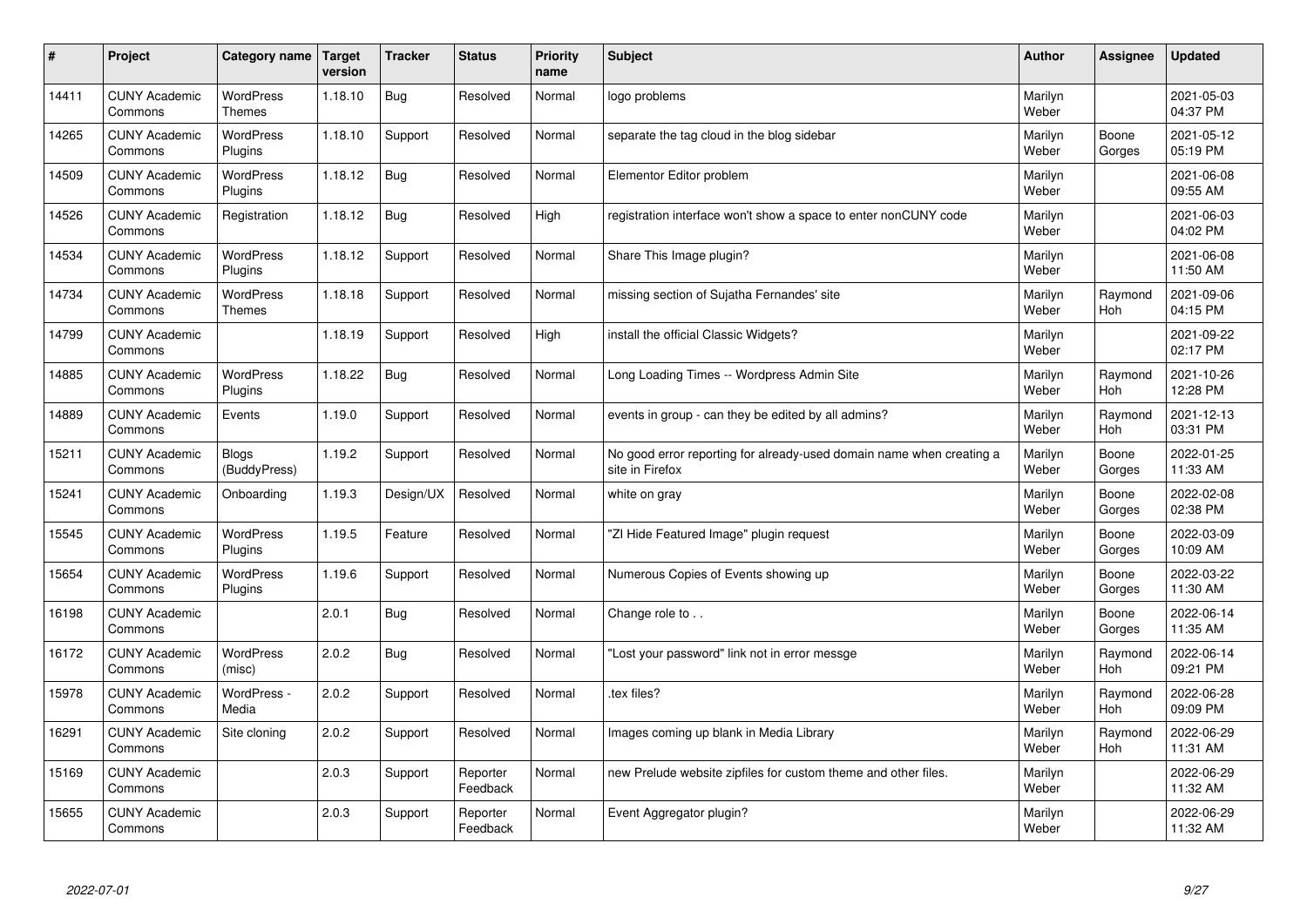| # | Project | Category name | Target version | Tracker | Status | Priority name | Subject | Author | Assignee | Updated |
|---|---|---|---|---|---|---|---|---|---|---|
| 14411 | CUNY Academic Commons | WordPress Themes | 1.18.10 | Bug | Resolved | Normal | logo problems | Marilyn Weber | | 2021-05-03 04:37 PM |
| 14265 | CUNY Academic Commons | WordPress Plugins | 1.18.10 | Support | Resolved | Normal | separate the tag cloud in the blog sidebar | Marilyn Weber | Boone Gorges | 2021-05-12 05:19 PM |
| 14509 | CUNY Academic Commons | WordPress Plugins | 1.18.12 | Bug | Resolved | Normal | Elementor Editor problem | Marilyn Weber | | 2021-06-08 09:55 AM |
| 14526 | CUNY Academic Commons | Registration | 1.18.12 | Bug | Resolved | High | registration interface won't show a space to enter nonCUNY code | Marilyn Weber | | 2021-06-03 04:02 PM |
| 14534 | CUNY Academic Commons | WordPress Plugins | 1.18.12 | Support | Resolved | Normal | Share This Image plugin? | Marilyn Weber | | 2021-06-08 11:50 AM |
| 14734 | CUNY Academic Commons | WordPress Themes | 1.18.18 | Support | Resolved | Normal | missing section of Sujatha Fernandes' site | Marilyn Weber | Raymond Hoh | 2021-09-06 04:15 PM |
| 14799 | CUNY Academic Commons | | 1.18.19 | Support | Resolved | High | install the official Classic Widgets? | Marilyn Weber | | 2021-09-22 02:17 PM |
| 14885 | CUNY Academic Commons | WordPress Plugins | 1.18.22 | Bug | Resolved | Normal | Long Loading Times -- Wordpress Admin Site | Marilyn Weber | Raymond Hoh | 2021-10-26 12:28 PM |
| 14889 | CUNY Academic Commons | Events | 1.19.0 | Support | Resolved | Normal | events in group - can they be edited by all admins? | Marilyn Weber | Raymond Hoh | 2021-12-13 03:31 PM |
| 15211 | CUNY Academic Commons | Blogs (BuddyPress) | 1.19.2 | Support | Resolved | Normal | No good error reporting for already-used domain name when creating a site in Firefox | Marilyn Weber | Boone Gorges | 2022-01-25 11:33 AM |
| 15241 | CUNY Academic Commons | Onboarding | 1.19.3 | Design/UX | Resolved | Normal | white on gray | Marilyn Weber | Boone Gorges | 2022-02-08 02:38 PM |
| 15545 | CUNY Academic Commons | WordPress Plugins | 1.19.5 | Feature | Resolved | Normal | "ZI Hide Featured Image" plugin request | Marilyn Weber | Boone Gorges | 2022-03-09 10:09 AM |
| 15654 | CUNY Academic Commons | WordPress Plugins | 1.19.6 | Support | Resolved | Normal | Numerous Copies of Events showing up | Marilyn Weber | Boone Gorges | 2022-03-22 11:30 AM |
| 16198 | CUNY Academic Commons | | 2.0.1 | Bug | Resolved | Normal | Change role to . . | Marilyn Weber | Boone Gorges | 2022-06-14 11:35 AM |
| 16172 | CUNY Academic Commons | WordPress (misc) | 2.0.2 | Bug | Resolved | Normal | "Lost your password" link not in error messge | Marilyn Weber | Raymond Hoh | 2022-06-14 09:21 PM |
| 15978 | CUNY Academic Commons | WordPress - Media | 2.0.2 | Support | Resolved | Normal | .tex files? | Marilyn Weber | Raymond Hoh | 2022-06-28 09:09 PM |
| 16291 | CUNY Academic Commons | Site cloning | 2.0.2 | Support | Resolved | Normal | Images coming up blank in Media Library | Marilyn Weber | Raymond Hoh | 2022-06-29 11:31 AM |
| 15169 | CUNY Academic Commons | | 2.0.3 | Support | Reporter Feedback | Normal | new Prelude website zipfiles for custom theme and other files. | Marilyn Weber | | 2022-06-29 11:32 AM |
| 15655 | CUNY Academic Commons | | 2.0.3 | Support | Reporter Feedback | Normal | Event Aggregator plugin? | Marilyn Weber | | 2022-06-29 11:32 AM |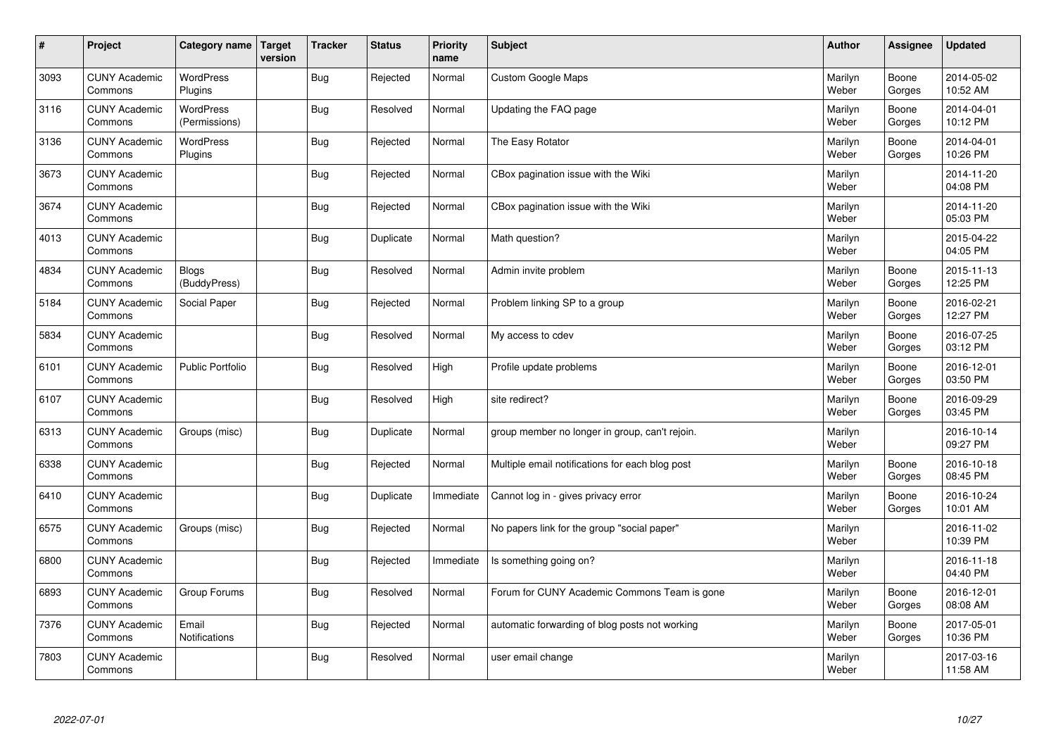| # | Project | Category name | Target version | Tracker | Status | Priority name | Subject | Author | Assignee | Updated |
|---|---|---|---|---|---|---|---|---|---|---|
| 3093 | CUNY Academic Commons | WordPress Plugins | | Bug | Rejected | Normal | Custom Google Maps | Marilyn Weber | Boone Gorges | 2014-05-02 10:52 AM |
| 3116 | CUNY Academic Commons | WordPress (Permissions) | | Bug | Resolved | Normal | Updating the FAQ page | Marilyn Weber | Boone Gorges | 2014-04-01 10:12 PM |
| 3136 | CUNY Academic Commons | WordPress Plugins | | Bug | Rejected | Normal | The Easy Rotator | Marilyn Weber | Boone Gorges | 2014-04-01 10:26 PM |
| 3673 | CUNY Academic Commons | | | Bug | Rejected | Normal | CBox pagination issue with the Wiki | Marilyn Weber | | 2014-11-20 04:08 PM |
| 3674 | CUNY Academic Commons | | | Bug | Rejected | Normal | CBox pagination issue with the Wiki | Marilyn Weber | | 2014-11-20 05:03 PM |
| 4013 | CUNY Academic Commons | | | Bug | Duplicate | Normal | Math question? | Marilyn Weber | | 2015-04-22 04:05 PM |
| 4834 | CUNY Academic Commons | Blogs (BuddyPress) | | Bug | Resolved | Normal | Admin invite problem | Marilyn Weber | Boone Gorges | 2015-11-13 12:25 PM |
| 5184 | CUNY Academic Commons | Social Paper | | Bug | Rejected | Normal | Problem linking SP to a group | Marilyn Weber | Boone Gorges | 2016-02-21 12:27 PM |
| 5834 | CUNY Academic Commons | | | Bug | Resolved | Normal | My access to cdev | Marilyn Weber | Boone Gorges | 2016-07-25 03:12 PM |
| 6101 | CUNY Academic Commons | Public Portfolio | | Bug | Resolved | High | Profile update problems | Marilyn Weber | Boone Gorges | 2016-12-01 03:50 PM |
| 6107 | CUNY Academic Commons | | | Bug | Resolved | High | site redirect? | Marilyn Weber | Boone Gorges | 2016-09-29 03:45 PM |
| 6313 | CUNY Academic Commons | Groups (misc) | | Bug | Duplicate | Normal | group member no longer in group, can't rejoin. | Marilyn Weber | | 2016-10-14 09:27 PM |
| 6338 | CUNY Academic Commons | | | Bug | Rejected | Normal | Multiple email notifications for each blog post | Marilyn Weber | Boone Gorges | 2016-10-18 08:45 PM |
| 6410 | CUNY Academic Commons | | | Bug | Duplicate | Immediate | Cannot log in - gives privacy error | Marilyn Weber | Boone Gorges | 2016-10-24 10:01 AM |
| 6575 | CUNY Academic Commons | Groups (misc) | | Bug | Rejected | Normal | No papers link for the group "social paper" | Marilyn Weber | | 2016-11-02 10:39 PM |
| 6800 | CUNY Academic Commons | | | Bug | Rejected | Immediate | Is something going on? | Marilyn Weber | | 2016-11-18 04:40 PM |
| 6893 | CUNY Academic Commons | Group Forums | | Bug | Resolved | Normal | Forum for CUNY Academic Commons Team is gone | Marilyn Weber | Boone Gorges | 2016-12-01 08:08 AM |
| 7376 | CUNY Academic Commons | Email Notifications | | Bug | Rejected | Normal | automatic forwarding of blog posts not working | Marilyn Weber | Boone Gorges | 2017-05-01 10:36 PM |
| 7803 | CUNY Academic Commons | | | Bug | Resolved | Normal | user email change | Marilyn Weber | | 2017-03-16 11:58 AM |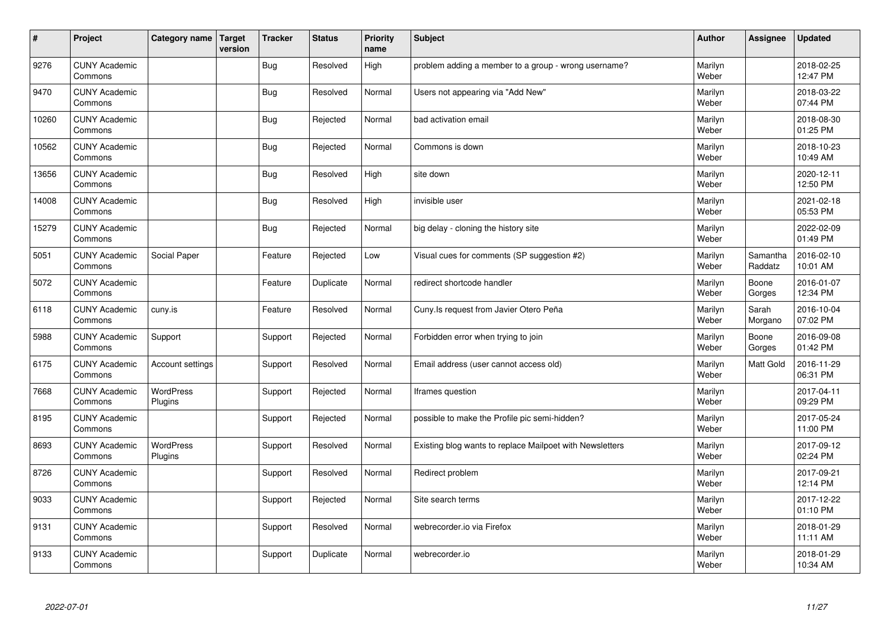| # | Project | Category name | Target version | Tracker | Status | Priority name | Subject | Author | Assignee | Updated |
|---|---|---|---|---|---|---|---|---|---|---|
| 9276 | CUNY Academic Commons | | | Bug | Resolved | High | problem adding a member to a group - wrong username? | Marilyn Weber | | 2018-02-25 12:47 PM |
| 9470 | CUNY Academic Commons | | | Bug | Resolved | Normal | Users not appearing via "Add New" | Marilyn Weber | | 2018-03-22 07:44 PM |
| 10260 | CUNY Academic Commons | | | Bug | Rejected | Normal | bad activation email | Marilyn Weber | | 2018-08-30 01:25 PM |
| 10562 | CUNY Academic Commons | | | Bug | Rejected | Normal | Commons is down | Marilyn Weber | | 2018-10-23 10:49 AM |
| 13656 | CUNY Academic Commons | | | Bug | Resolved | High | site down | Marilyn Weber | | 2020-12-11 12:50 PM |
| 14008 | CUNY Academic Commons | | | Bug | Resolved | High | invisible user | Marilyn Weber | | 2021-02-18 05:53 PM |
| 15279 | CUNY Academic Commons | | | Bug | Rejected | Normal | big delay - cloning the history site | Marilyn Weber | | 2022-02-09 01:49 PM |
| 5051 | CUNY Academic Commons | Social Paper | | Feature | Rejected | Low | Visual cues for comments (SP suggestion #2) | Marilyn Weber | Samantha Raddatz | 2016-02-10 10:01 AM |
| 5072 | CUNY Academic Commons | | | Feature | Duplicate | Normal | redirect shortcode handler | Marilyn Weber | Boone Gorges | 2016-01-07 12:34 PM |
| 6118 | CUNY Academic Commons | cuny.is | | Feature | Resolved | Normal | Cuny.Is request from Javier Otero Peña | Marilyn Weber | Sarah Morgano | 2016-10-04 07:02 PM |
| 5988 | CUNY Academic Commons | Support | | Support | Rejected | Normal | Forbidden error when trying to join | Marilyn Weber | Boone Gorges | 2016-09-08 01:42 PM |
| 6175 | CUNY Academic Commons | Account settings | | Support | Resolved | Normal | Email address (user cannot access old) | Marilyn Weber | Matt Gold | 2016-11-29 06:31 PM |
| 7668 | CUNY Academic Commons | WordPress Plugins | | Support | Rejected | Normal | Iframes question | Marilyn Weber | | 2017-04-11 09:29 PM |
| 8195 | CUNY Academic Commons | | | Support | Rejected | Normal | possible to make the Profile pic semi-hidden? | Marilyn Weber | | 2017-05-24 11:00 PM |
| 8693 | CUNY Academic Commons | WordPress Plugins | | Support | Resolved | Normal | Existing blog wants to replace Mailpoet with Newsletters | Marilyn Weber | | 2017-09-12 02:24 PM |
| 8726 | CUNY Academic Commons | | | Support | Resolved | Normal | Redirect problem | Marilyn Weber | | 2017-09-21 12:14 PM |
| 9033 | CUNY Academic Commons | | | Support | Rejected | Normal | Site search terms | Marilyn Weber | | 2017-12-22 01:10 PM |
| 9131 | CUNY Academic Commons | | | Support | Resolved | Normal | webrecorder.io via Firefox | Marilyn Weber | | 2018-01-29 11:11 AM |
| 9133 | CUNY Academic Commons | | | Support | Duplicate | Normal | webrecorder.io | Marilyn Weber | | 2018-01-29 10:34 AM |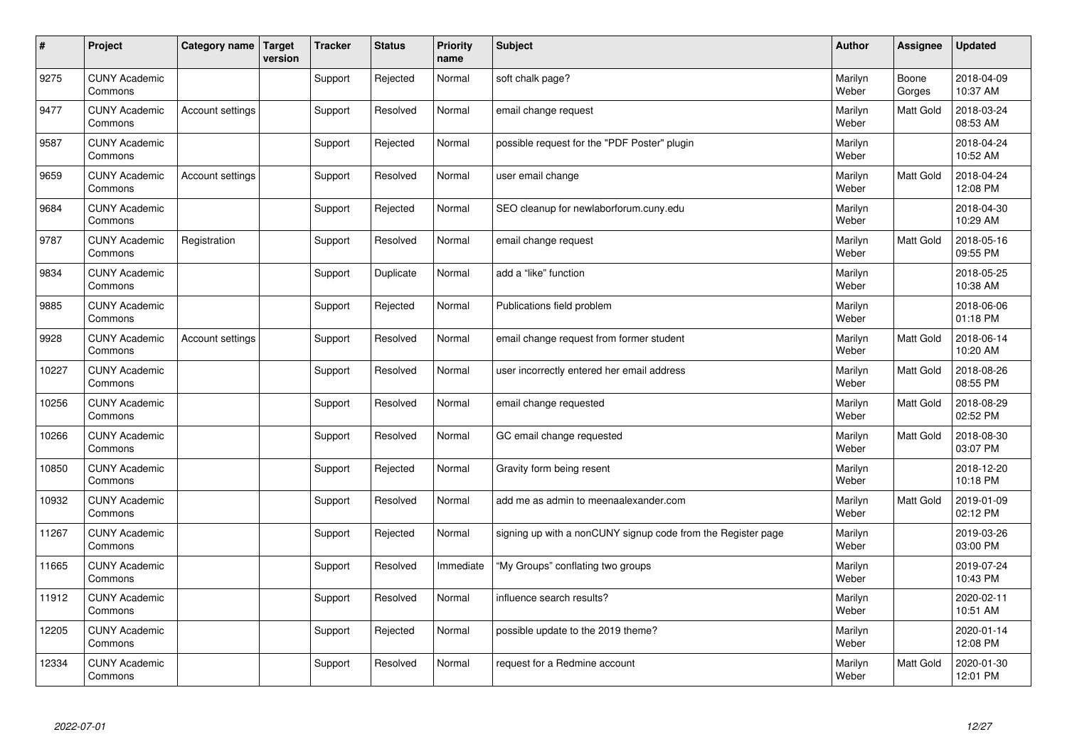| # | Project | Category name | Target version | Tracker | Status | Priority name | Subject | Author | Assignee | Updated |
|---|---|---|---|---|---|---|---|---|---|---|
| 9275 | CUNY Academic Commons | | | Support | Rejected | Normal | soft chalk page? | Marilyn Weber | Boone Gorges | 2018-04-09 10:37 AM |
| 9477 | CUNY Academic Commons | Account settings | | Support | Resolved | Normal | email change request | Marilyn Weber | Matt Gold | 2018-03-24 08:53 AM |
| 9587 | CUNY Academic Commons | | | Support | Rejected | Normal | possible request for the "PDF Poster" plugin | Marilyn Weber | | 2018-04-24 10:52 AM |
| 9659 | CUNY Academic Commons | Account settings | | Support | Resolved | Normal | user email change | Marilyn Weber | Matt Gold | 2018-04-24 12:08 PM |
| 9684 | CUNY Academic Commons | | | Support | Rejected | Normal | SEO cleanup for newlaborforum.cuny.edu | Marilyn Weber | | 2018-04-30 10:29 AM |
| 9787 | CUNY Academic Commons | Registration | | Support | Resolved | Normal | email change request | Marilyn Weber | Matt Gold | 2018-05-16 09:55 PM |
| 9834 | CUNY Academic Commons | | | Support | Duplicate | Normal | add a “like” function | Marilyn Weber | | 2018-05-25 10:38 AM |
| 9885 | CUNY Academic Commons | | | Support | Rejected | Normal | Publications field problem | Marilyn Weber | | 2018-06-06 01:18 PM |
| 9928 | CUNY Academic Commons | Account settings | | Support | Resolved | Normal | email change request from former student | Marilyn Weber | Matt Gold | 2018-06-14 10:20 AM |
| 10227 | CUNY Academic Commons | | | Support | Resolved | Normal | user incorrectly entered her email address | Marilyn Weber | Matt Gold | 2018-08-26 08:55 PM |
| 10256 | CUNY Academic Commons | | | Support | Resolved | Normal | email change requested | Marilyn Weber | Matt Gold | 2018-08-29 02:52 PM |
| 10266 | CUNY Academic Commons | | | Support | Resolved | Normal | GC email change requested | Marilyn Weber | Matt Gold | 2018-08-30 03:07 PM |
| 10850 | CUNY Academic Commons | | | Support | Rejected | Normal | Gravity form being resent | Marilyn Weber | | 2018-12-20 10:18 PM |
| 10932 | CUNY Academic Commons | | | Support | Resolved | Normal | add me as admin to meenaalexander.com | Marilyn Weber | Matt Gold | 2019-01-09 02:12 PM |
| 11267 | CUNY Academic Commons | | | Support | Rejected | Normal | signing up with a nonCUNY signup code from the Register page | Marilyn Weber | | 2019-03-26 03:00 PM |
| 11665 | CUNY Academic Commons | | | Support | Resolved | Immediate | “My Groups” conflating two groups | Marilyn Weber | | 2019-07-24 10:43 PM |
| 11912 | CUNY Academic Commons | | | Support | Resolved | Normal | influence search results? | Marilyn Weber | | 2020-02-11 10:51 AM |
| 12205 | CUNY Academic Commons | | | Support | Rejected | Normal | possible update to the 2019 theme? | Marilyn Weber | | 2020-01-14 12:08 PM |
| 12334 | CUNY Academic Commons | | | Support | Resolved | Normal | request for a Redmine account | Marilyn Weber | Matt Gold | 2020-01-30 12:01 PM |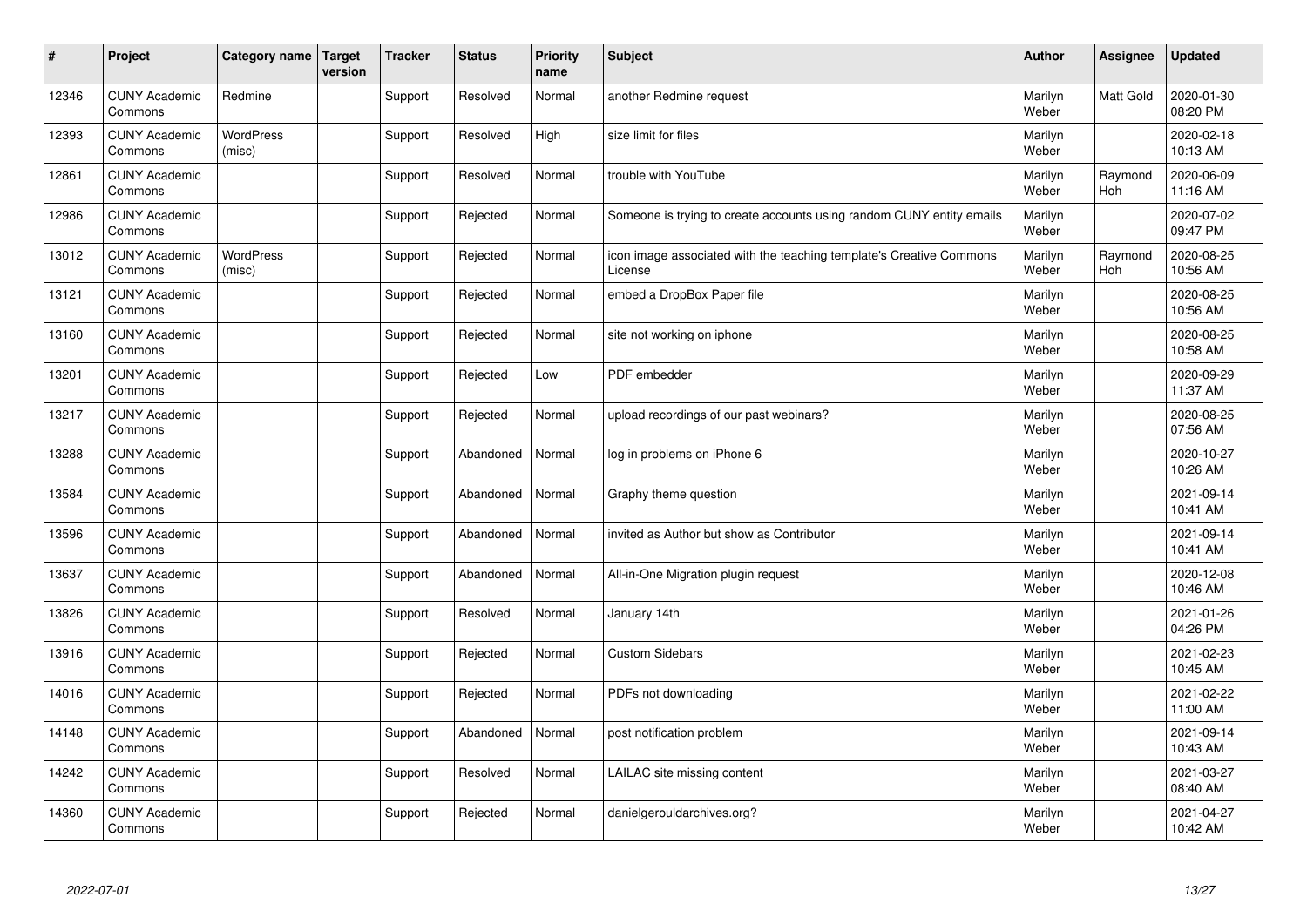| # | Project | Category name | Target version | Tracker | Status | Priority name | Subject | Author | Assignee | Updated |
|---|---|---|---|---|---|---|---|---|---|---|
| 12346 | CUNY Academic Commons | Redmine | | Support | Resolved | Normal | another Redmine request | Marilyn Weber | Matt Gold | 2020-01-30 08:20 PM |
| 12393 | CUNY Academic Commons | WordPress (misc) | | Support | Resolved | High | size limit for files | Marilyn Weber | | 2020-02-18 10:13 AM |
| 12861 | CUNY Academic Commons | | | Support | Resolved | Normal | trouble with YouTube | Marilyn Weber | Raymond Hoh | 2020-06-09 11:16 AM |
| 12986 | CUNY Academic Commons | | | Support | Rejected | Normal | Someone is trying to create accounts using random CUNY entity emails | Marilyn Weber | | 2020-07-02 09:47 PM |
| 13012 | CUNY Academic Commons | WordPress (misc) | | Support | Rejected | Normal | icon image associated with the teaching template's Creative Commons License | Marilyn Weber | Raymond Hoh | 2020-08-25 10:56 AM |
| 13121 | CUNY Academic Commons | | | Support | Rejected | Normal | embed a DropBox Paper file | Marilyn Weber | | 2020-08-25 10:56 AM |
| 13160 | CUNY Academic Commons | | | Support | Rejected | Normal | site not working on iphone | Marilyn Weber | | 2020-08-25 10:58 AM |
| 13201 | CUNY Academic Commons | | | Support | Rejected | Low | PDF embedder | Marilyn Weber | | 2020-09-29 11:37 AM |
| 13217 | CUNY Academic Commons | | | Support | Rejected | Normal | upload recordings of our past webinars? | Marilyn Weber | | 2020-08-25 07:56 AM |
| 13288 | CUNY Academic Commons | | | Support | Abandoned | Normal | log in problems on iPhone 6 | Marilyn Weber | | 2020-10-27 10:26 AM |
| 13584 | CUNY Academic Commons | | | Support | Abandoned | Normal | Graphy theme question | Marilyn Weber | | 2021-09-14 10:41 AM |
| 13596 | CUNY Academic Commons | | | Support | Abandoned | Normal | invited as Author but show as Contributor | Marilyn Weber | | 2021-09-14 10:41 AM |
| 13637 | CUNY Academic Commons | | | Support | Abandoned | Normal | All-in-One Migration plugin request | Marilyn Weber | | 2020-12-08 10:46 AM |
| 13826 | CUNY Academic Commons | | | Support | Resolved | Normal | January 14th | Marilyn Weber | | 2021-01-26 04:26 PM |
| 13916 | CUNY Academic Commons | | | Support | Rejected | Normal | Custom Sidebars | Marilyn Weber | | 2021-02-23 10:45 AM |
| 14016 | CUNY Academic Commons | | | Support | Rejected | Normal | PDFs not downloading | Marilyn Weber | | 2021-02-22 11:00 AM |
| 14148 | CUNY Academic Commons | | | Support | Abandoned | Normal | post notification problem | Marilyn Weber | | 2021-09-14 10:43 AM |
| 14242 | CUNY Academic Commons | | | Support | Resolved | Normal | LAILAC site missing content | Marilyn Weber | | 2021-03-27 08:40 AM |
| 14360 | CUNY Academic Commons | | | Support | Rejected | Normal | danielgerouldarchives.org? | Marilyn Weber | | 2021-04-27 10:42 AM |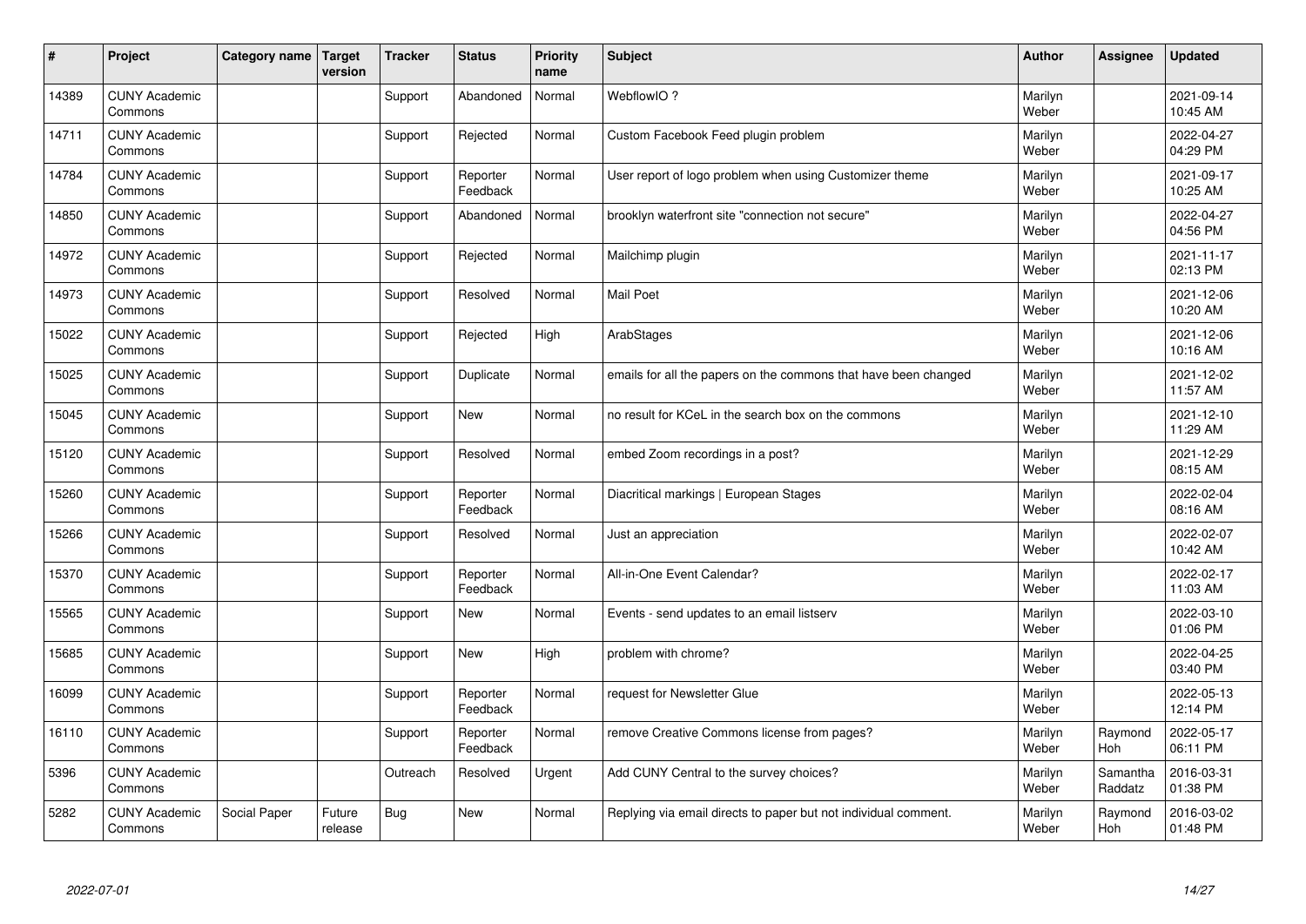| # | Project | Category name | Target version | Tracker | Status | Priority name | Subject | Author | Assignee | Updated |
|---|---|---|---|---|---|---|---|---|---|---|
| 14389 | CUNY Academic Commons | | | Support | Abandoned | Normal | WebflowIO ? | Marilyn Weber | | 2021-09-14 10:45 AM |
| 14711 | CUNY Academic Commons | | | Support | Rejected | Normal | Custom Facebook Feed plugin problem | Marilyn Weber | | 2022-04-27 04:29 PM |
| 14784 | CUNY Academic Commons | | | Support | Reporter Feedback | Normal | User report of logo problem when using Customizer theme | Marilyn Weber | | 2021-09-17 10:25 AM |
| 14850 | CUNY Academic Commons | | | Support | Abandoned | Normal | brooklyn waterfront site "connection not secure" | Marilyn Weber | | 2022-04-27 04:56 PM |
| 14972 | CUNY Academic Commons | | | Support | Rejected | Normal | Mailchimp plugin | Marilyn Weber | | 2021-11-17 02:13 PM |
| 14973 | CUNY Academic Commons | | | Support | Resolved | Normal | Mail Poet | Marilyn Weber | | 2021-12-06 10:20 AM |
| 15022 | CUNY Academic Commons | | | Support | Rejected | High | ArabStages | Marilyn Weber | | 2021-12-06 10:16 AM |
| 15025 | CUNY Academic Commons | | | Support | Duplicate | Normal | emails for all the papers on the commons that have been changed | Marilyn Weber | | 2021-12-02 11:57 AM |
| 15045 | CUNY Academic Commons | | | Support | New | Normal | no result for KCeL in the search box on the commons | Marilyn Weber | | 2021-12-10 11:29 AM |
| 15120 | CUNY Academic Commons | | | Support | Resolved | Normal | embed Zoom recordings in a post? | Marilyn Weber | | 2021-12-29 08:15 AM |
| 15260 | CUNY Academic Commons | | | Support | Reporter Feedback | Normal | Diacritical markings \| European Stages | Marilyn Weber | | 2022-02-04 08:16 AM |
| 15266 | CUNY Academic Commons | | | Support | Resolved | Normal | Just an appreciation | Marilyn Weber | | 2022-02-07 10:42 AM |
| 15370 | CUNY Academic Commons | | | Support | Reporter Feedback | Normal | All-in-One Event Calendar? | Marilyn Weber | | 2022-02-17 11:03 AM |
| 15565 | CUNY Academic Commons | | | Support | New | Normal | Events - send updates to an email listserv | Marilyn Weber | | 2022-03-10 01:06 PM |
| 15685 | CUNY Academic Commons | | | Support | New | High | problem with chrome? | Marilyn Weber | | 2022-04-25 03:40 PM |
| 16099 | CUNY Academic Commons | | | Support | Reporter Feedback | Normal | request for Newsletter Glue | Marilyn Weber | | 2022-05-13 12:14 PM |
| 16110 | CUNY Academic Commons | | | Support | Reporter Feedback | Normal | remove Creative Commons license from pages? | Marilyn Weber | Raymond Hoh | 2022-05-17 06:11 PM |
| 5396 | CUNY Academic Commons | | | Outreach | Resolved | Urgent | Add CUNY Central to the survey choices? | Marilyn Weber | Samantha Raddatz | 2016-03-31 01:38 PM |
| 5282 | CUNY Academic Commons | Social Paper | Future release | Bug | New | Normal | Replying via email directs to paper but not individual comment. | Marilyn Weber | Raymond Hoh | 2016-03-02 01:48 PM |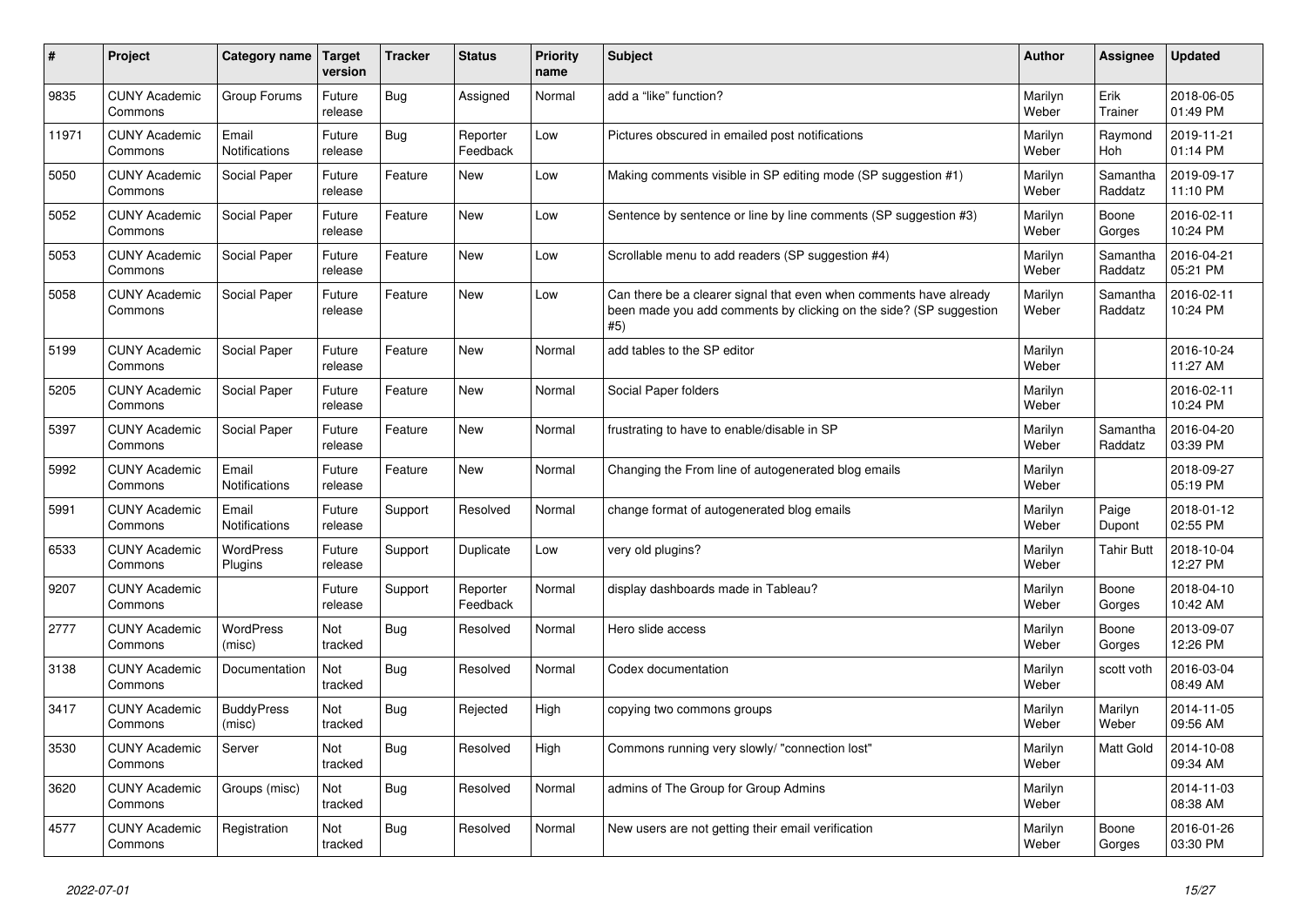| # | Project | Category name | Target version | Tracker | Status | Priority name | Subject | Author | Assignee | Updated |
|---|---|---|---|---|---|---|---|---|---|---|
| 9835 | CUNY Academic Commons | Group Forums | Future release | Bug | Assigned | Normal | add a "like" function? | Marilyn Weber | Erik Trainer | 2018-06-05 01:49 PM |
| 11971 | CUNY Academic Commons | Email Notifications | Future release | Bug | Reporter Feedback | Low | Pictures obscured in emailed post notifications | Marilyn Weber | Raymond Hoh | 2019-11-21 01:14 PM |
| 5050 | CUNY Academic Commons | Social Paper | Future release | Feature | New | Low | Making comments visible in SP editing mode (SP suggestion #1) | Marilyn Weber | Samantha Raddatz | 2019-09-17 11:10 PM |
| 5052 | CUNY Academic Commons | Social Paper | Future release | Feature | New | Low | Sentence by sentence or line by line comments (SP suggestion #3) | Marilyn Weber | Boone Gorges | 2016-02-11 10:24 PM |
| 5053 | CUNY Academic Commons | Social Paper | Future release | Feature | New | Low | Scrollable menu to add readers (SP suggestion #4) | Marilyn Weber | Samantha Raddatz | 2016-04-21 05:21 PM |
| 5058 | CUNY Academic Commons | Social Paper | Future release | Feature | New | Low | Can there be a clearer signal that even when comments have already been made you add comments by clicking on the side? (SP suggestion #5) | Marilyn Weber | Samantha Raddatz | 2016-02-11 10:24 PM |
| 5199 | CUNY Academic Commons | Social Paper | Future release | Feature | New | Normal | add tables to the SP editor | Marilyn Weber | | 2016-10-24 11:27 AM |
| 5205 | CUNY Academic Commons | Social Paper | Future release | Feature | New | Normal | Social Paper folders | Marilyn Weber | | 2016-02-11 10:24 PM |
| 5397 | CUNY Academic Commons | Social Paper | Future release | Feature | New | Normal | frustrating to have to enable/disable in SP | Marilyn Weber | Samantha Raddatz | 2016-04-20 03:39 PM |
| 5992 | CUNY Academic Commons | Email Notifications | Future release | Feature | New | Normal | Changing the From line of autogenerated blog emails | Marilyn Weber | | 2018-09-27 05:19 PM |
| 5991 | CUNY Academic Commons | Email Notifications | Future release | Support | Resolved | Normal | change format of autogenerated blog emails | Marilyn Weber | Paige Dupont | 2018-01-12 02:55 PM |
| 6533 | CUNY Academic Commons | WordPress Plugins | Future release | Support | Duplicate | Low | very old plugins? | Marilyn Weber | Tahir Butt | 2018-10-04 12:27 PM |
| 9207 | CUNY Academic Commons | | Future release | Support | Reporter Feedback | Normal | display dashboards made in Tableau? | Marilyn Weber | Boone Gorges | 2018-04-10 10:42 AM |
| 2777 | CUNY Academic Commons | WordPress (misc) | Not tracked | Bug | Resolved | Normal | Hero slide access | Marilyn Weber | Boone Gorges | 2013-09-07 12:26 PM |
| 3138 | CUNY Academic Commons | Documentation | Not tracked | Bug | Resolved | Normal | Codex documentation | Marilyn Weber | scott voth | 2016-03-04 08:49 AM |
| 3417 | CUNY Academic Commons | BuddyPress (misc) | Not tracked | Bug | Rejected | High | copying two commons groups | Marilyn Weber | Marilyn Weber | 2014-11-05 09:56 AM |
| 3530 | CUNY Academic Commons | Server | Not tracked | Bug | Resolved | High | Commons running very slowly/ "connection lost" | Marilyn Weber | Matt Gold | 2014-10-08 09:34 AM |
| 3620 | CUNY Academic Commons | Groups (misc) | Not tracked | Bug | Resolved | Normal | admins of The Group for Group Admins | Marilyn Weber | | 2014-11-03 08:38 AM |
| 4577 | CUNY Academic Commons | Registration | Not tracked | Bug | Resolved | Normal | New users are not getting their email verification | Marilyn Weber | Boone Gorges | 2016-01-26 03:30 PM |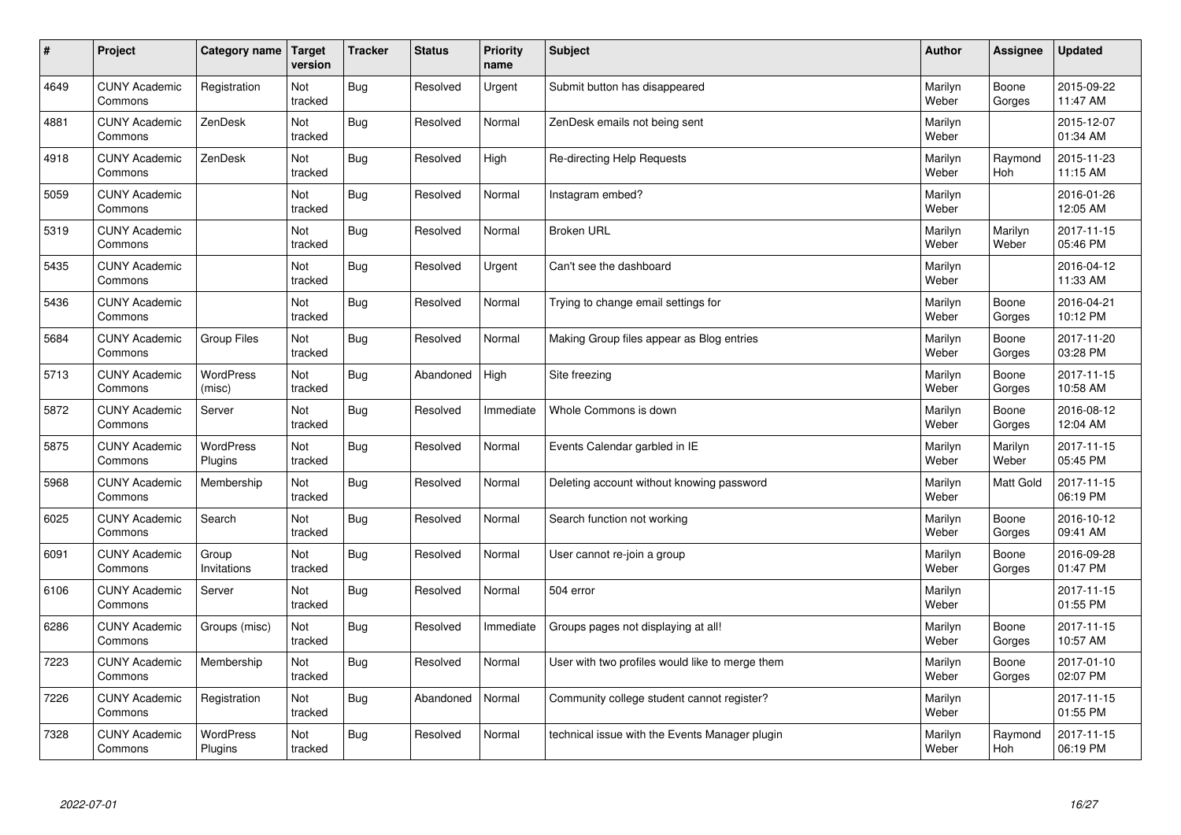| # | Project | Category name | Target version | Tracker | Status | Priority name | Subject | Author | Assignee | Updated |
|---|---|---|---|---|---|---|---|---|---|---|
| 4649 | CUNY Academic Commons | Registration | Not tracked | Bug | Resolved | Urgent | Submit button has disappeared | Marilyn Weber | Boone Gorges | 2015-09-22 11:47 AM |
| 4881 | CUNY Academic Commons | ZenDesk | Not tracked | Bug | Resolved | Normal | ZenDesk emails not being sent | Marilyn Weber | | 2015-12-07 01:34 AM |
| 4918 | CUNY Academic Commons | ZenDesk | Not tracked | Bug | Resolved | High | Re-directing Help Requests | Marilyn Weber | Raymond Hoh | 2015-11-23 11:15 AM |
| 5059 | CUNY Academic Commons | | Not tracked | Bug | Resolved | Normal | Instagram embed? | Marilyn Weber | | 2016-01-26 12:05 AM |
| 5319 | CUNY Academic Commons | | Not tracked | Bug | Resolved | Normal | Broken URL | Marilyn Weber | Marilyn Weber | 2017-11-15 05:46 PM |
| 5435 | CUNY Academic Commons | | Not tracked | Bug | Resolved | Urgent | Can't see the dashboard | Marilyn Weber | | 2016-04-12 11:33 AM |
| 5436 | CUNY Academic Commons | | Not tracked | Bug | Resolved | Normal | Trying to change email settings for | Marilyn Weber | Boone Gorges | 2016-04-21 10:12 PM |
| 5684 | CUNY Academic Commons | Group Files | Not tracked | Bug | Resolved | Normal | Making Group files appear as Blog entries | Marilyn Weber | Boone Gorges | 2017-11-20 03:28 PM |
| 5713 | CUNY Academic Commons | WordPress (misc) | Not tracked | Bug | Abandoned | High | Site freezing | Marilyn Weber | Boone Gorges | 2017-11-15 10:58 AM |
| 5872 | CUNY Academic Commons | Server | Not tracked | Bug | Resolved | Immediate | Whole Commons is down | Marilyn Weber | Boone Gorges | 2016-08-12 12:04 AM |
| 5875 | CUNY Academic Commons | WordPress Plugins | Not tracked | Bug | Resolved | Normal | Events Calendar garbled in IE | Marilyn Weber | Marilyn Weber | 2017-11-15 05:45 PM |
| 5968 | CUNY Academic Commons | Membership | Not tracked | Bug | Resolved | Normal | Deleting account without knowing password | Marilyn Weber | Matt Gold | 2017-11-15 06:19 PM |
| 6025 | CUNY Academic Commons | Search | Not tracked | Bug | Resolved | Normal | Search function not working | Marilyn Weber | Boone Gorges | 2016-10-12 09:41 AM |
| 6091 | CUNY Academic Commons | Group Invitations | Not tracked | Bug | Resolved | Normal | User cannot re-join a group | Marilyn Weber | Boone Gorges | 2016-09-28 01:47 PM |
| 6106 | CUNY Academic Commons | Server | Not tracked | Bug | Resolved | Normal | 504 error | Marilyn Weber | | 2017-11-15 01:55 PM |
| 6286 | CUNY Academic Commons | Groups (misc) | Not tracked | Bug | Resolved | Immediate | Groups pages not displaying at all! | Marilyn Weber | Boone Gorges | 2017-11-15 10:57 AM |
| 7223 | CUNY Academic Commons | Membership | Not tracked | Bug | Resolved | Normal | User with two profiles would like to merge them | Marilyn Weber | Boone Gorges | 2017-01-10 02:07 PM |
| 7226 | CUNY Academic Commons | Registration | Not tracked | Bug | Abandoned | Normal | Community college student cannot register? | Marilyn Weber | | 2017-11-15 01:55 PM |
| 7328 | CUNY Academic Commons | WordPress Plugins | Not tracked | Bug | Resolved | Normal | technical issue with the Events Manager plugin | Marilyn Weber | Raymond Hoh | 2017-11-15 06:19 PM |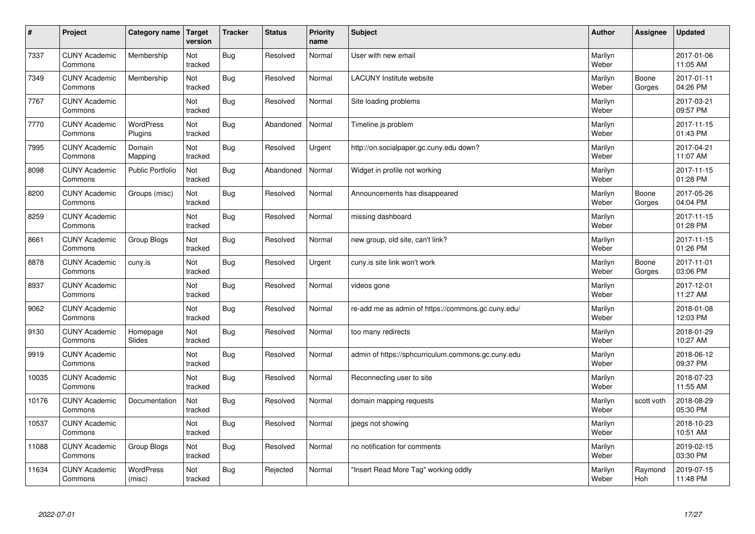| # | Project | Category name | Target version | Tracker | Status | Priority name | Subject | Author | Assignee | Updated |
|---|---|---|---|---|---|---|---|---|---|---|
| 7337 | CUNY Academic Commons | Membership | Not tracked | Bug | Resolved | Normal | User with new email | Marilyn Weber | | 2017-01-06 11:05 AM |
| 7349 | CUNY Academic Commons | Membership | Not tracked | Bug | Resolved | Normal | LACUNY Institute website | Marilyn Weber | Boone Gorges | 2017-01-11 04:26 PM |
| 7767 | CUNY Academic Commons | | Not tracked | Bug | Resolved | Normal | Site loading problems | Marilyn Weber | | 2017-03-21 09:57 PM |
| 7770 | CUNY Academic Commons | WordPress Plugins | Not tracked | Bug | Abandoned | Normal | Timeline.js problem | Marilyn Weber | | 2017-11-15 01:43 PM |
| 7995 | CUNY Academic Commons | Domain Mapping | Not tracked | Bug | Resolved | Urgent | http://on.socialpaper.gc.cuny.edu down? | Marilyn Weber | | 2017-04-21 11:07 AM |
| 8098 | CUNY Academic Commons | Public Portfolio | Not tracked | Bug | Abandoned | Normal | Widget in profile not working | Marilyn Weber | | 2017-11-15 01:28 PM |
| 8200 | CUNY Academic Commons | Groups (misc) | Not tracked | Bug | Resolved | Normal | Announcements has disappeared | Marilyn Weber | Boone Gorges | 2017-05-26 04:04 PM |
| 8259 | CUNY Academic Commons | | Not tracked | Bug | Resolved | Normal | missing dashboard | Marilyn Weber | | 2017-11-15 01:28 PM |
| 8661 | CUNY Academic Commons | Group Blogs | Not tracked | Bug | Resolved | Normal | new group, old site, can't link? | Marilyn Weber | | 2017-11-15 01:26 PM |
| 8878 | CUNY Academic Commons | cuny.is | Not tracked | Bug | Resolved | Urgent | cuny.is site link won't work | Marilyn Weber | Boone Gorges | 2017-11-01 03:06 PM |
| 8937 | CUNY Academic Commons | | Not tracked | Bug | Resolved | Normal | videos gone | Marilyn Weber | | 2017-12-01 11:27 AM |
| 9062 | CUNY Academic Commons | | Not tracked | Bug | Resolved | Normal | re-add me as admin of https://commons.gc.cuny.edu/ | Marilyn Weber | | 2018-01-08 12:03 PM |
| 9130 | CUNY Academic Commons | Homepage Slides | Not tracked | Bug | Resolved | Normal | too many redirects | Marilyn Weber | | 2018-01-29 10:27 AM |
| 9919 | CUNY Academic Commons | | Not tracked | Bug | Resolved | Normal | admin of https://sphcurriculum.commons.gc.cuny.edu | Marilyn Weber | | 2018-06-12 09:37 PM |
| 10035 | CUNY Academic Commons | | Not tracked | Bug | Resolved | Normal | Reconnecting user to site | Marilyn Weber | | 2018-07-23 11:55 AM |
| 10176 | CUNY Academic Commons | Documentation | Not tracked | Bug | Resolved | Normal | domain mapping requests | Marilyn Weber | scott voth | 2018-08-29 05:30 PM |
| 10537 | CUNY Academic Commons | | Not tracked | Bug | Resolved | Normal | jpegs not showing | Marilyn Weber | | 2018-10-23 10:51 AM |
| 11088 | CUNY Academic Commons | Group Blogs | Not tracked | Bug | Resolved | Normal | no notification for comments | Marilyn Weber | | 2019-02-15 03:30 PM |
| 11634 | CUNY Academic Commons | WordPress (misc) | Not tracked | Bug | Rejected | Normal | "Insert Read More Tag" working oddly | Marilyn Weber | Raymond Hoh | 2019-07-15 11:48 PM |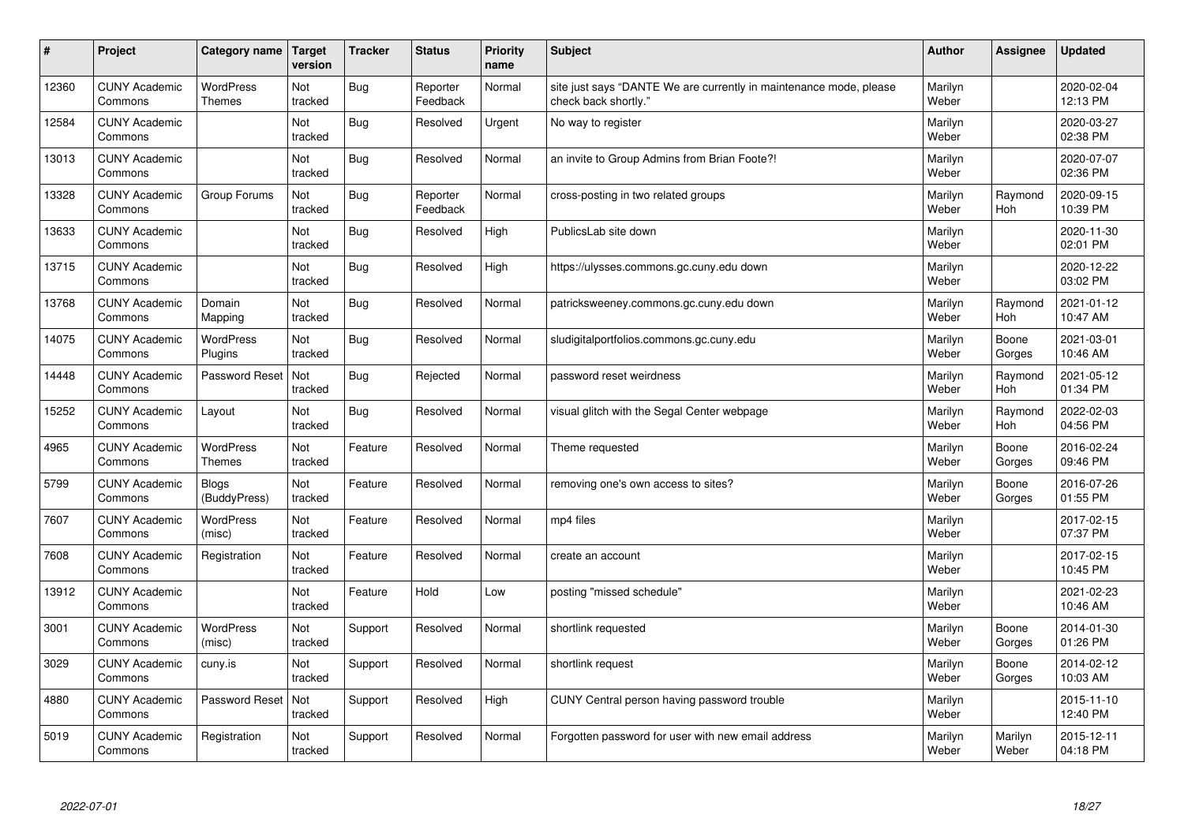| # | Project | Category name | Target version | Tracker | Status | Priority name | Subject | Author | Assignee | Updated |
|---|---|---|---|---|---|---|---|---|---|---|
| 12360 | CUNY Academic Commons | WordPress Themes | Not tracked | Bug | Reporter Feedback | Normal | site just says "DANTE We are currently in maintenance mode, please check back shortly." | Marilyn Weber | | 2020-02-04 12:13 PM |
| 12584 | CUNY Academic Commons | | Not tracked | Bug | Resolved | Urgent | No way to register | Marilyn Weber | | 2020-03-27 02:38 PM |
| 13013 | CUNY Academic Commons | | Not tracked | Bug | Resolved | Normal | an invite to Group Admins from Brian Foote?! | Marilyn Weber | | 2020-07-07 02:36 PM |
| 13328 | CUNY Academic Commons | Group Forums | Not tracked | Bug | Reporter Feedback | Normal | cross-posting in two related groups | Marilyn Weber | Raymond Hoh | 2020-09-15 10:39 PM |
| 13633 | CUNY Academic Commons | | Not tracked | Bug | Resolved | High | PublicsLab site down | Marilyn Weber | | 2020-11-30 02:01 PM |
| 13715 | CUNY Academic Commons | | Not tracked | Bug | Resolved | High | https://ulysses.commons.gc.cuny.edu down | Marilyn Weber | | 2020-12-22 03:02 PM |
| 13768 | CUNY Academic Commons | Domain Mapping | Not tracked | Bug | Resolved | Normal | patricksweeney.commons.gc.cuny.edu down | Marilyn Weber | Raymond Hoh | 2021-01-12 10:47 AM |
| 14075 | CUNY Academic Commons | WordPress Plugins | Not tracked | Bug | Resolved | Normal | sludigitalportfolios.commons.gc.cuny.edu | Marilyn Weber | Boone Gorges | 2021-03-01 10:46 AM |
| 14448 | CUNY Academic Commons | Password Reset | Not tracked | Bug | Rejected | Normal | password reset weirdness | Marilyn Weber | Raymond Hoh | 2021-05-12 01:34 PM |
| 15252 | CUNY Academic Commons | Layout | Not tracked | Bug | Resolved | Normal | visual glitch with the Segal Center webpage | Marilyn Weber | Raymond Hoh | 2022-02-03 04:56 PM |
| 4965 | CUNY Academic Commons | WordPress Themes | Not tracked | Feature | Resolved | Normal | Theme requested | Marilyn Weber | Boone Gorges | 2016-02-24 09:46 PM |
| 5799 | CUNY Academic Commons | Blogs (BuddyPress) | Not tracked | Feature | Resolved | Normal | removing one's own access to sites? | Marilyn Weber | Boone Gorges | 2016-07-26 01:55 PM |
| 7607 | CUNY Academic Commons | WordPress (misc) | Not tracked | Feature | Resolved | Normal | mp4 files | Marilyn Weber | | 2017-02-15 07:37 PM |
| 7608 | CUNY Academic Commons | Registration | Not tracked | Feature | Resolved | Normal | create an account | Marilyn Weber | | 2017-02-15 10:45 PM |
| 13912 | CUNY Academic Commons | | Not tracked | Feature | Hold | Low | posting "missed schedule" | Marilyn Weber | | 2021-02-23 10:46 AM |
| 3001 | CUNY Academic Commons | WordPress (misc) | Not tracked | Support | Resolved | Normal | shortlink requested | Marilyn Weber | Boone Gorges | 2014-01-30 01:26 PM |
| 3029 | CUNY Academic Commons | cuny.is | Not tracked | Support | Resolved | Normal | shortlink request | Marilyn Weber | Boone Gorges | 2014-02-12 10:03 AM |
| 4880 | CUNY Academic Commons | Password Reset | Not tracked | Support | Resolved | High | CUNY Central person having password trouble | Marilyn Weber | | 2015-11-10 12:40 PM |
| 5019 | CUNY Academic Commons | Registration | Not tracked | Support | Resolved | Normal | Forgotten password for user with new email address | Marilyn Weber | Marilyn Weber | 2015-12-11 04:18 PM |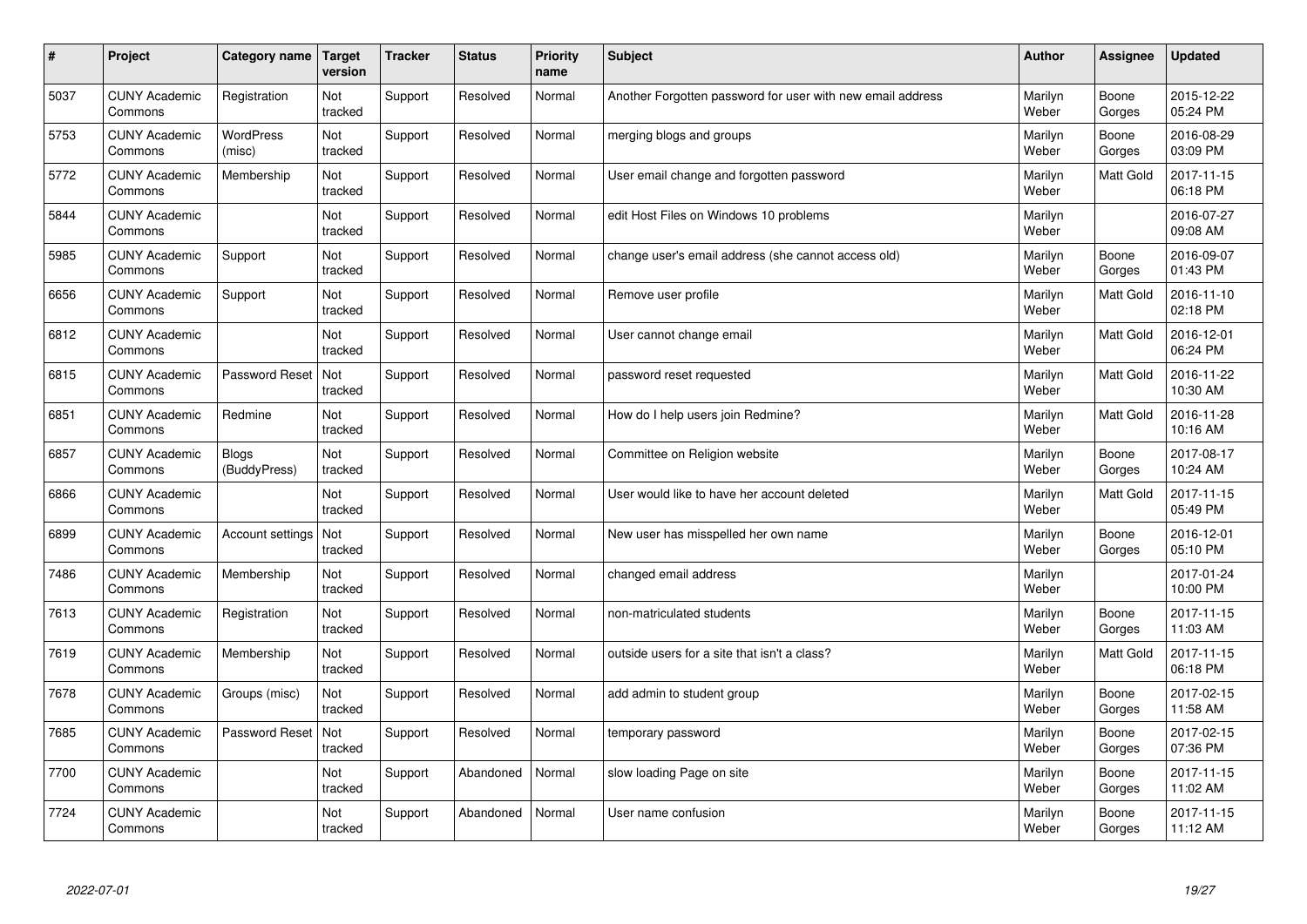| # | Project | Category name | Target version | Tracker | Status | Priority name | Subject | Author | Assignee | Updated |
|---|---|---|---|---|---|---|---|---|---|---|
| 5037 | CUNY Academic Commons | Registration | Not tracked | Support | Resolved | Normal | Another Forgotten password for user with new email address | Marilyn Weber | Boone Gorges | 2015-12-22 05:24 PM |
| 5753 | CUNY Academic Commons | WordPress (misc) | Not tracked | Support | Resolved | Normal | merging blogs and groups | Marilyn Weber | Boone Gorges | 2016-08-29 03:09 PM |
| 5772 | CUNY Academic Commons | Membership | Not tracked | Support | Resolved | Normal | User email change and forgotten password | Marilyn Weber | Matt Gold | 2017-11-15 06:18 PM |
| 5844 | CUNY Academic Commons | | Not tracked | Support | Resolved | Normal | edit Host Files on Windows 10 problems | Marilyn Weber | | 2016-07-27 09:08 AM |
| 5985 | CUNY Academic Commons | Support | Not tracked | Support | Resolved | Normal | change user's email address (she cannot access old) | Marilyn Weber | Boone Gorges | 2016-09-07 01:43 PM |
| 6656 | CUNY Academic Commons | Support | Not tracked | Support | Resolved | Normal | Remove user profile | Marilyn Weber | Matt Gold | 2016-11-10 02:18 PM |
| 6812 | CUNY Academic Commons | | Not tracked | Support | Resolved | Normal | User cannot change email | Marilyn Weber | Matt Gold | 2016-12-01 06:24 PM |
| 6815 | CUNY Academic Commons | Password Reset | Not tracked | Support | Resolved | Normal | password reset requested | Marilyn Weber | Matt Gold | 2016-11-22 10:30 AM |
| 6851 | CUNY Academic Commons | Redmine | Not tracked | Support | Resolved | Normal | How do I help users join Redmine? | Marilyn Weber | Matt Gold | 2016-11-28 10:16 AM |
| 6857 | CUNY Academic Commons | Blogs (BuddyPress) | Not tracked | Support | Resolved | Normal | Committee on Religion website | Marilyn Weber | Boone Gorges | 2017-08-17 10:24 AM |
| 6866 | CUNY Academic Commons | | Not tracked | Support | Resolved | Normal | User would like to have her account deleted | Marilyn Weber | Matt Gold | 2017-11-15 05:49 PM |
| 6899 | CUNY Academic Commons | Account settings | Not tracked | Support | Resolved | Normal | New user has misspelled her own name | Marilyn Weber | Boone Gorges | 2016-12-01 05:10 PM |
| 7486 | CUNY Academic Commons | Membership | Not tracked | Support | Resolved | Normal | changed email address | Marilyn Weber | | 2017-01-24 10:00 PM |
| 7613 | CUNY Academic Commons | Registration | Not tracked | Support | Resolved | Normal | non-matriculated students | Marilyn Weber | Boone Gorges | 2017-11-15 11:03 AM |
| 7619 | CUNY Academic Commons | Membership | Not tracked | Support | Resolved | Normal | outside users for a site that isn't a class? | Marilyn Weber | Matt Gold | 2017-11-15 06:18 PM |
| 7678 | CUNY Academic Commons | Groups (misc) | Not tracked | Support | Resolved | Normal | add admin to student group | Marilyn Weber | Boone Gorges | 2017-02-15 11:58 AM |
| 7685 | CUNY Academic Commons | Password Reset | Not tracked | Support | Resolved | Normal | temporary password | Marilyn Weber | Boone Gorges | 2017-02-15 07:36 PM |
| 7700 | CUNY Academic Commons | | Not tracked | Support | Abandoned | Normal | slow loading Page on site | Marilyn Weber | Boone Gorges | 2017-11-15 11:02 AM |
| 7724 | CUNY Academic Commons | | Not tracked | Support | Abandoned | Normal | User name confusion | Marilyn Weber | Boone Gorges | 2017-11-15 11:12 AM |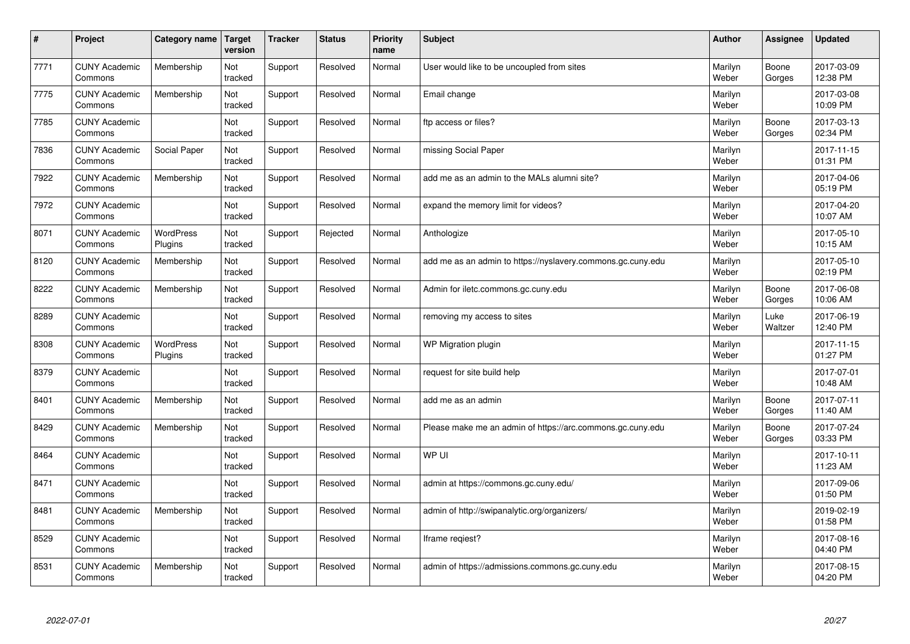| # | Project | Category name | Target version | Tracker | Status | Priority name | Subject | Author | Assignee | Updated |
|---|---|---|---|---|---|---|---|---|---|---|
| 7771 | CUNY Academic Commons | Membership | Not tracked | Support | Resolved | Normal | User would like to be uncoupled from sites | Marilyn Weber | Boone Gorges | 2017-03-09 12:38 PM |
| 7775 | CUNY Academic Commons | Membership | Not tracked | Support | Resolved | Normal | Email change | Marilyn Weber | | 2017-03-08 10:09 PM |
| 7785 | CUNY Academic Commons | | Not tracked | Support | Resolved | Normal | ftp access or files? | Marilyn Weber | Boone Gorges | 2017-03-13 02:34 PM |
| 7836 | CUNY Academic Commons | Social Paper | Not tracked | Support | Resolved | Normal | missing Social Paper | Marilyn Weber | | 2017-11-15 01:31 PM |
| 7922 | CUNY Academic Commons | Membership | Not tracked | Support | Resolved | Normal | add me as an admin to the MALs alumni site? | Marilyn Weber | | 2017-04-06 05:19 PM |
| 7972 | CUNY Academic Commons | | Not tracked | Support | Resolved | Normal | expand the memory limit for videos? | Marilyn Weber | | 2017-04-20 10:07 AM |
| 8071 | CUNY Academic Commons | WordPress Plugins | Not tracked | Support | Rejected | Normal | Anthologize | Marilyn Weber | | 2017-05-10 10:15 AM |
| 8120 | CUNY Academic Commons | Membership | Not tracked | Support | Resolved | Normal | add me as an admin to https://nyslavery.commons.gc.cuny.edu | Marilyn Weber | | 2017-05-10 02:19 PM |
| 8222 | CUNY Academic Commons | Membership | Not tracked | Support | Resolved | Normal | Admin for iletc.commons.gc.cuny.edu | Marilyn Weber | Boone Gorges | 2017-06-08 10:06 AM |
| 8289 | CUNY Academic Commons | | Not tracked | Support | Resolved | Normal | removing my access to sites | Marilyn Weber | Luke Waltzer | 2017-06-19 12:40 PM |
| 8308 | CUNY Academic Commons | WordPress Plugins | Not tracked | Support | Resolved | Normal | WP Migration plugin | Marilyn Weber | | 2017-11-15 01:27 PM |
| 8379 | CUNY Academic Commons | | Not tracked | Support | Resolved | Normal | request for site build help | Marilyn Weber | | 2017-07-01 10:48 AM |
| 8401 | CUNY Academic Commons | Membership | Not tracked | Support | Resolved | Normal | add me as an admin | Marilyn Weber | Boone Gorges | 2017-07-11 11:40 AM |
| 8429 | CUNY Academic Commons | Membership | Not tracked | Support | Resolved | Normal | Please make me an admin of https://arc.commons.gc.cuny.edu | Marilyn Weber | Boone Gorges | 2017-07-24 03:33 PM |
| 8464 | CUNY Academic Commons | | Not tracked | Support | Resolved | Normal | WP UI | Marilyn Weber | | 2017-10-11 11:23 AM |
| 8471 | CUNY Academic Commons | | Not tracked | Support | Resolved | Normal | admin at https://commons.gc.cuny.edu/ | Marilyn Weber | | 2017-09-06 01:50 PM |
| 8481 | CUNY Academic Commons | Membership | Not tracked | Support | Resolved | Normal | admin of http://swipanalytic.org/organizers/ | Marilyn Weber | | 2019-02-19 01:58 PM |
| 8529 | CUNY Academic Commons | | Not tracked | Support | Resolved | Normal | Iframe reqiest? | Marilyn Weber | | 2017-08-16 04:40 PM |
| 8531 | CUNY Academic Commons | Membership | Not tracked | Support | Resolved | Normal | admin of https://admissions.commons.gc.cuny.edu | Marilyn Weber | | 2017-08-15 04:20 PM |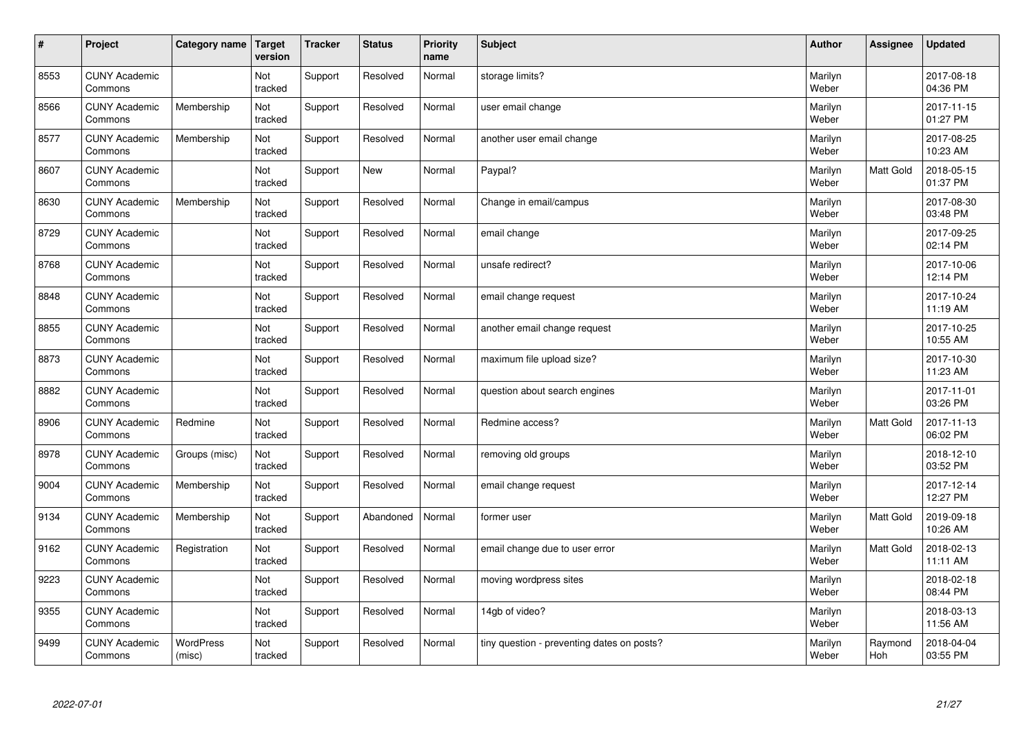| # | Project | Category name | Target version | Tracker | Status | Priority name | Subject | Author | Assignee | Updated |
|---|---|---|---|---|---|---|---|---|---|---|
| 8553 | CUNY Academic Commons | | Not tracked | Support | Resolved | Normal | storage limits? | Marilyn Weber | | 2017-08-18 04:36 PM |
| 8566 | CUNY Academic Commons | Membership | Not tracked | Support | Resolved | Normal | user email change | Marilyn Weber | | 2017-11-15 01:27 PM |
| 8577 | CUNY Academic Commons | Membership | Not tracked | Support | Resolved | Normal | another user email change | Marilyn Weber | | 2017-08-25 10:23 AM |
| 8607 | CUNY Academic Commons | | Not tracked | Support | New | Normal | Paypal? | Marilyn Weber | Matt Gold | 2018-05-15 01:37 PM |
| 8630 | CUNY Academic Commons | Membership | Not tracked | Support | Resolved | Normal | Change in email/campus | Marilyn Weber | | 2017-08-30 03:48 PM |
| 8729 | CUNY Academic Commons | | Not tracked | Support | Resolved | Normal | email change | Marilyn Weber | | 2017-09-25 02:14 PM |
| 8768 | CUNY Academic Commons | | Not tracked | Support | Resolved | Normal | unsafe redirect? | Marilyn Weber | | 2017-10-06 12:14 PM |
| 8848 | CUNY Academic Commons | | Not tracked | Support | Resolved | Normal | email change request | Marilyn Weber | | 2017-10-24 11:19 AM |
| 8855 | CUNY Academic Commons | | Not tracked | Support | Resolved | Normal | another email change request | Marilyn Weber | | 2017-10-25 10:55 AM |
| 8873 | CUNY Academic Commons | | Not tracked | Support | Resolved | Normal | maximum file upload size? | Marilyn Weber | | 2017-10-30 11:23 AM |
| 8882 | CUNY Academic Commons | | Not tracked | Support | Resolved | Normal | question about search engines | Marilyn Weber | | 2017-11-01 03:26 PM |
| 8906 | CUNY Academic Commons | Redmine | Not tracked | Support | Resolved | Normal | Redmine access? | Marilyn Weber | Matt Gold | 2017-11-13 06:02 PM |
| 8978 | CUNY Academic Commons | Groups (misc) | Not tracked | Support | Resolved | Normal | removing old groups | Marilyn Weber | | 2018-12-10 03:52 PM |
| 9004 | CUNY Academic Commons | Membership | Not tracked | Support | Resolved | Normal | email change request | Marilyn Weber | | 2017-12-14 12:27 PM |
| 9134 | CUNY Academic Commons | Membership | Not tracked | Support | Abandoned | Normal | former user | Marilyn Weber | Matt Gold | 2019-09-18 10:26 AM |
| 9162 | CUNY Academic Commons | Registration | Not tracked | Support | Resolved | Normal | email change due to user error | Marilyn Weber | Matt Gold | 2018-02-13 11:11 AM |
| 9223 | CUNY Academic Commons | | Not tracked | Support | Resolved | Normal | moving wordpress sites | Marilyn Weber | | 2018-02-18 08:44 PM |
| 9355 | CUNY Academic Commons | | Not tracked | Support | Resolved | Normal | 14gb of video? | Marilyn Weber | | 2018-03-13 11:56 AM |
| 9499 | CUNY Academic Commons | WordPress (misc) | Not tracked | Support | Resolved | Normal | tiny question - preventing dates on posts? | Marilyn Weber | Raymond Hoh | 2018-04-04 03:55 PM |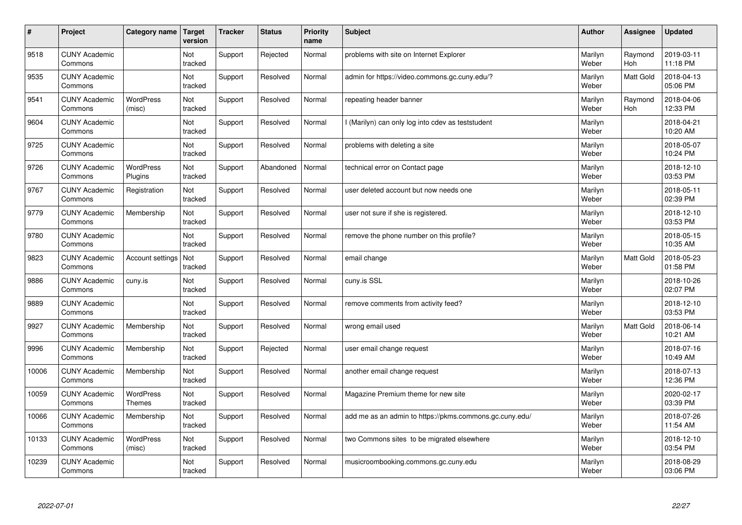| # | Project | Category name | Target version | Tracker | Status | Priority name | Subject | Author | Assignee | Updated |
|---|---|---|---|---|---|---|---|---|---|---|
| 9518 | CUNY Academic Commons | | Not tracked | Support | Rejected | Normal | problems with site on Internet Explorer | Marilyn Weber | Raymond Hoh | 2019-03-11 11:18 PM |
| 9535 | CUNY Academic Commons | | Not tracked | Support | Resolved | Normal | admin for https://video.commons.gc.cuny.edu/? | Marilyn Weber | Matt Gold | 2018-04-13 05:06 PM |
| 9541 | CUNY Academic Commons | WordPress (misc) | Not tracked | Support | Resolved | Normal | repeating header banner | Marilyn Weber | Raymond Hoh | 2018-04-06 12:33 PM |
| 9604 | CUNY Academic Commons | | Not tracked | Support | Resolved | Normal | I (Marilyn) can only log into cdev as teststudent | Marilyn Weber | | 2018-04-21 10:20 AM |
| 9725 | CUNY Academic Commons | | Not tracked | Support | Resolved | Normal | problems with deleting a site | Marilyn Weber | | 2018-05-07 10:24 PM |
| 9726 | CUNY Academic Commons | WordPress Plugins | Not tracked | Support | Abandoned | Normal | technical error on Contact page | Marilyn Weber | | 2018-12-10 03:53 PM |
| 9767 | CUNY Academic Commons | Registration | Not tracked | Support | Resolved | Normal | user deleted account but now needs one | Marilyn Weber | | 2018-05-11 02:39 PM |
| 9779 | CUNY Academic Commons | Membership | Not tracked | Support | Resolved | Normal | user not sure if she is registered. | Marilyn Weber | | 2018-12-10 03:53 PM |
| 9780 | CUNY Academic Commons | | Not tracked | Support | Resolved | Normal | remove the phone number on this profile? | Marilyn Weber | | 2018-05-15 10:35 AM |
| 9823 | CUNY Academic Commons | Account settings | Not tracked | Support | Resolved | Normal | email change | Marilyn Weber | Matt Gold | 2018-05-23 01:58 PM |
| 9886 | CUNY Academic Commons | cuny.is | Not tracked | Support | Resolved | Normal | cuny.is SSL | Marilyn Weber | | 2018-10-26 02:07 PM |
| 9889 | CUNY Academic Commons | | Not tracked | Support | Resolved | Normal | remove comments from activity feed? | Marilyn Weber | | 2018-12-10 03:53 PM |
| 9927 | CUNY Academic Commons | Membership | Not tracked | Support | Resolved | Normal | wrong email used | Marilyn Weber | Matt Gold | 2018-06-14 10:21 AM |
| 9996 | CUNY Academic Commons | Membership | Not tracked | Support | Rejected | Normal | user email change request | Marilyn Weber | | 2018-07-16 10:49 AM |
| 10006 | CUNY Academic Commons | Membership | Not tracked | Support | Resolved | Normal | another email change request | Marilyn Weber | | 2018-07-13 12:36 PM |
| 10059 | CUNY Academic Commons | WordPress Themes | Not tracked | Support | Resolved | Normal | Magazine Premium theme for new site | Marilyn Weber | | 2020-02-17 03:39 PM |
| 10066 | CUNY Academic Commons | Membership | Not tracked | Support | Resolved | Normal | add me as an admin to https://pkms.commons.gc.cuny.edu/ | Marilyn Weber | | 2018-07-26 11:54 AM |
| 10133 | CUNY Academic Commons | WordPress (misc) | Not tracked | Support | Resolved | Normal | two Commons sites to be migrated elsewhere | Marilyn Weber | | 2018-12-10 03:54 PM |
| 10239 | CUNY Academic Commons | | Not tracked | Support | Resolved | Normal | musicroombooking.commons.gc.cuny.edu | Marilyn Weber | | 2018-08-29 03:06 PM |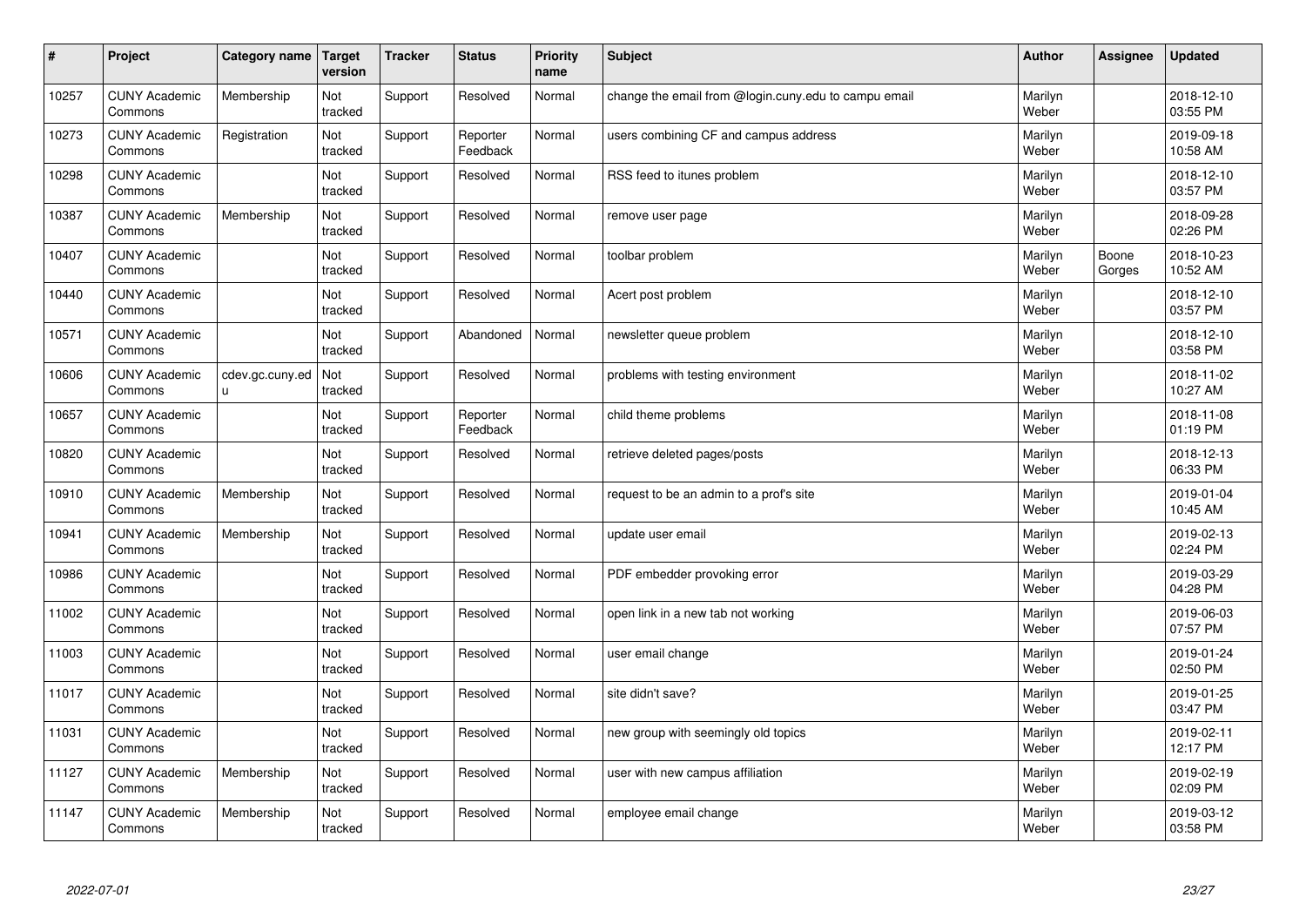| # | Project | Category name | Target version | Tracker | Status | Priority name | Subject | Author | Assignee | Updated |
|---|---|---|---|---|---|---|---|---|---|---|
| 10257 | CUNY Academic Commons | Membership | Not tracked | Support | Resolved | Normal | change the email from @login.cuny.edu to campu email | Marilyn Weber | | 2018-12-10 03:55 PM |
| 10273 | CUNY Academic Commons | Registration | Not tracked | Support | Reporter Feedback | Normal | users combining CF and campus address | Marilyn Weber | | 2019-09-18 10:58 AM |
| 10298 | CUNY Academic Commons | | Not tracked | Support | Resolved | Normal | RSS feed to itunes problem | Marilyn Weber | | 2018-12-10 03:57 PM |
| 10387 | CUNY Academic Commons | Membership | Not tracked | Support | Resolved | Normal | remove user page | Marilyn Weber | | 2018-09-28 02:26 PM |
| 10407 | CUNY Academic Commons | | Not tracked | Support | Resolved | Normal | toolbar problem | Marilyn Weber | Boone Gorges | 2018-10-23 10:52 AM |
| 10440 | CUNY Academic Commons | | Not tracked | Support | Resolved | Normal | Acert post problem | Marilyn Weber | | 2018-12-10 03:57 PM |
| 10571 | CUNY Academic Commons | | Not tracked | Support | Abandoned | Normal | newsletter queue problem | Marilyn Weber | | 2018-12-10 03:58 PM |
| 10606 | CUNY Academic Commons | cdev.gc.cuny.edu | Not tracked | Support | Resolved | Normal | problems with testing environment | Marilyn Weber | | 2018-11-02 10:27 AM |
| 10657 | CUNY Academic Commons | | Not tracked | Support | Reporter Feedback | Normal | child theme problems | Marilyn Weber | | 2018-11-08 01:19 PM |
| 10820 | CUNY Academic Commons | | Not tracked | Support | Resolved | Normal | retrieve deleted pages/posts | Marilyn Weber | | 2018-12-13 06:33 PM |
| 10910 | CUNY Academic Commons | Membership | Not tracked | Support | Resolved | Normal | request to be an admin to a prof's site | Marilyn Weber | | 2019-01-04 10:45 AM |
| 10941 | CUNY Academic Commons | Membership | Not tracked | Support | Resolved | Normal | update user email | Marilyn Weber | | 2019-02-13 02:24 PM |
| 10986 | CUNY Academic Commons | | Not tracked | Support | Resolved | Normal | PDF embedder provoking error | Marilyn Weber | | 2019-03-29 04:28 PM |
| 11002 | CUNY Academic Commons | | Not tracked | Support | Resolved | Normal | open link in a new tab not working | Marilyn Weber | | 2019-06-03 07:57 PM |
| 11003 | CUNY Academic Commons | | Not tracked | Support | Resolved | Normal | user email change | Marilyn Weber | | 2019-01-24 02:50 PM |
| 11017 | CUNY Academic Commons | | Not tracked | Support | Resolved | Normal | site didn't save? | Marilyn Weber | | 2019-01-25 03:47 PM |
| 11031 | CUNY Academic Commons | | Not tracked | Support | Resolved | Normal | new group with seemingly old topics | Marilyn Weber | | 2019-02-11 12:17 PM |
| 11127 | CUNY Academic Commons | Membership | Not tracked | Support | Resolved | Normal | user with new campus affiliation | Marilyn Weber | | 2019-02-19 02:09 PM |
| 11147 | CUNY Academic Commons | Membership | Not tracked | Support | Resolved | Normal | employee email change | Marilyn Weber | | 2019-03-12 03:58 PM |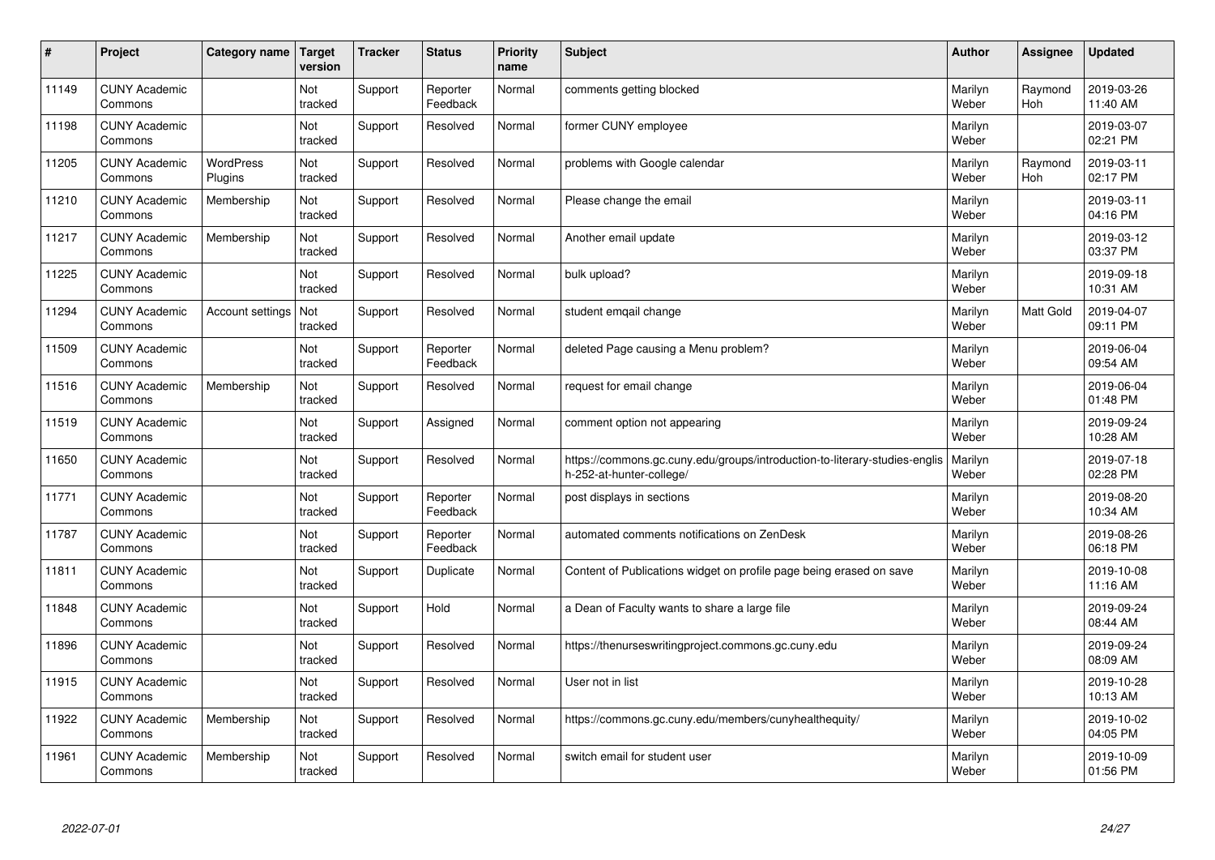| # | Project | Category name | Target version | Tracker | Status | Priority name | Subject | Author | Assignee | Updated |
|---|---|---|---|---|---|---|---|---|---|---|
| 11149 | CUNY Academic Commons | | Not tracked | Support | Reporter Feedback | Normal | comments getting blocked | Marilyn Weber | Raymond Hoh | 2019-03-26 11:40 AM |
| 11198 | CUNY Academic Commons | | Not tracked | Support | Resolved | Normal | former CUNY employee | Marilyn Weber | | 2019-03-07 02:21 PM |
| 11205 | CUNY Academic Commons | WordPress Plugins | Not tracked | Support | Resolved | Normal | problems with Google calendar | Marilyn Weber | Raymond Hoh | 2019-03-11 02:17 PM |
| 11210 | CUNY Academic Commons | Membership | Not tracked | Support | Resolved | Normal | Please change the email | Marilyn Weber | | 2019-03-11 04:16 PM |
| 11217 | CUNY Academic Commons | Membership | Not tracked | Support | Resolved | Normal | Another email update | Marilyn Weber | | 2019-03-12 03:37 PM |
| 11225 | CUNY Academic Commons | | Not tracked | Support | Resolved | Normal | bulk upload? | Marilyn Weber | | 2019-09-18 10:31 AM |
| 11294 | CUNY Academic Commons | Account settings | Not tracked | Support | Resolved | Normal | student emqail change | Marilyn Weber | Matt Gold | 2019-04-07 09:11 PM |
| 11509 | CUNY Academic Commons | | Not tracked | Support | Reporter Feedback | Normal | deleted Page causing a Menu problem? | Marilyn Weber | | 2019-06-04 09:54 AM |
| 11516 | CUNY Academic Commons | Membership | Not tracked | Support | Resolved | Normal | request for email change | Marilyn Weber | | 2019-06-04 01:48 PM |
| 11519 | CUNY Academic Commons | | Not tracked | Support | Assigned | Normal | comment option not appearing | Marilyn Weber | | 2019-09-24 10:28 AM |
| 11650 | CUNY Academic Commons | | Not tracked | Support | Resolved | Normal | https://commons.gc.cuny.edu/groups/introduction-to-literary-studies-english-252-at-hunter-college/ | Marilyn Weber | | 2019-07-18 02:28 PM |
| 11771 | CUNY Academic Commons | | Not tracked | Support | Reporter Feedback | Normal | post displays in sections | Marilyn Weber | | 2019-08-20 10:34 AM |
| 11787 | CUNY Academic Commons | | Not tracked | Support | Reporter Feedback | Normal | automated comments notifications on ZenDesk | Marilyn Weber | | 2019-08-26 06:18 PM |
| 11811 | CUNY Academic Commons | | Not tracked | Support | Duplicate | Normal | Content of Publications widget on profile page being erased on save | Marilyn Weber | | 2019-10-08 11:16 AM |
| 11848 | CUNY Academic Commons | | Not tracked | Support | Hold | Normal | a Dean of Faculty wants to share a large file | Marilyn Weber | | 2019-09-24 08:44 AM |
| 11896 | CUNY Academic Commons | | Not tracked | Support | Resolved | Normal | https://thenurseswritingproject.commons.gc.cuny.edu | Marilyn Weber | | 2019-09-24 08:09 AM |
| 11915 | CUNY Academic Commons | | Not tracked | Support | Resolved | Normal | User not in list | Marilyn Weber | | 2019-10-28 10:13 AM |
| 11922 | CUNY Academic Commons | Membership | Not tracked | Support | Resolved | Normal | https://commons.gc.cuny.edu/members/cunyhealthequity/ | Marilyn Weber | | 2019-10-02 04:05 PM |
| 11961 | CUNY Academic Commons | Membership | Not tracked | Support | Resolved | Normal | switch email for student user | Marilyn Weber | | 2019-10-09 01:56 PM |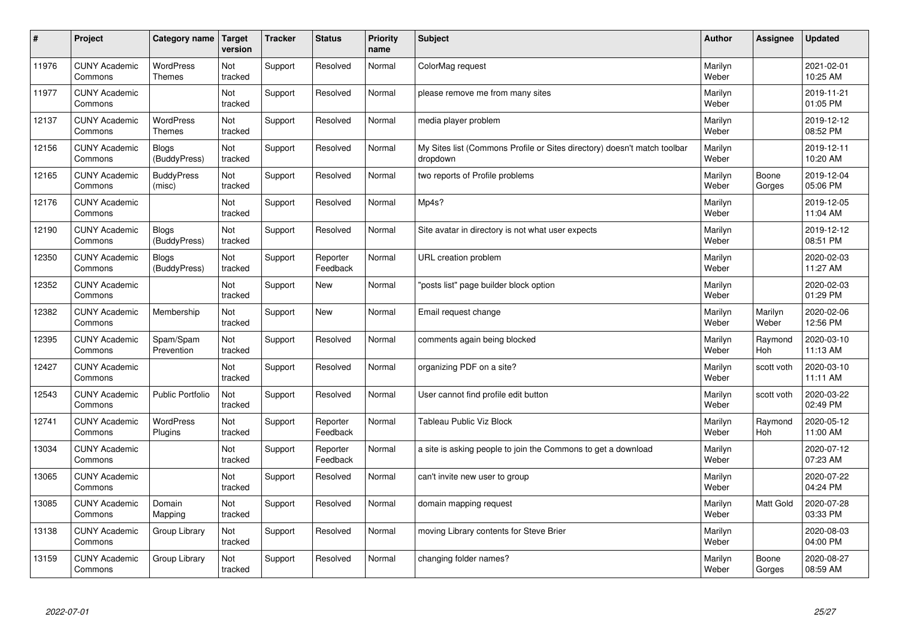| # | Project | Category name | Target version | Tracker | Status | Priority name | Subject | Author | Assignee | Updated |
|---|---|---|---|---|---|---|---|---|---|---|
| 11976 | CUNY Academic Commons | WordPress Themes | Not tracked | Support | Resolved | Normal | ColorMag request | Marilyn Weber | | 2021-02-01 10:25 AM |
| 11977 | CUNY Academic Commons | | Not tracked | Support | Resolved | Normal | please remove me from many sites | Marilyn Weber | | 2019-11-21 01:05 PM |
| 12137 | CUNY Academic Commons | WordPress Themes | Not tracked | Support | Resolved | Normal | media player problem | Marilyn Weber | | 2019-12-12 08:52 PM |
| 12156 | CUNY Academic Commons | Blogs (BuddyPress) | Not tracked | Support | Resolved | Normal | My Sites list (Commons Profile or Sites directory) doesn't match toolbar dropdown | Marilyn Weber | | 2019-12-11 10:20 AM |
| 12165 | CUNY Academic Commons | BuddyPress (misc) | Not tracked | Support | Resolved | Normal | two reports of Profile problems | Marilyn Weber | Boone Gorges | 2019-12-04 05:06 PM |
| 12176 | CUNY Academic Commons | | Not tracked | Support | Resolved | Normal | Mp4s? | Marilyn Weber | | 2019-12-05 11:04 AM |
| 12190 | CUNY Academic Commons | Blogs (BuddyPress) | Not tracked | Support | Resolved | Normal | Site avatar in directory is not what user expects | Marilyn Weber | | 2019-12-12 08:51 PM |
| 12350 | CUNY Academic Commons | Blogs (BuddyPress) | Not tracked | Support | Reporter Feedback | Normal | URL creation problem | Marilyn Weber | | 2020-02-03 11:27 AM |
| 12352 | CUNY Academic Commons | | Not tracked | Support | New | Normal | "posts list" page builder block option | Marilyn Weber | | 2020-02-03 01:29 PM |
| 12382 | CUNY Academic Commons | Membership | Not tracked | Support | New | Normal | Email request change | Marilyn Weber | Marilyn Weber | 2020-02-06 12:56 PM |
| 12395 | CUNY Academic Commons | Spam/Spam Prevention | Not tracked | Support | Resolved | Normal | comments again being blocked | Marilyn Weber | Raymond Hoh | 2020-03-10 11:13 AM |
| 12427 | CUNY Academic Commons | | Not tracked | Support | Resolved | Normal | organizing PDF on a site? | Marilyn Weber | scott voth | 2020-03-10 11:11 AM |
| 12543 | CUNY Academic Commons | Public Portfolio | Not tracked | Support | Resolved | Normal | User cannot find profile edit button | Marilyn Weber | scott voth | 2020-03-22 02:49 PM |
| 12741 | CUNY Academic Commons | WordPress Plugins | Not tracked | Support | Reporter Feedback | Normal | Tableau Public Viz Block | Marilyn Weber | Raymond Hoh | 2020-05-12 11:00 AM |
| 13034 | CUNY Academic Commons | | Not tracked | Support | Reporter Feedback | Normal | a site is asking people to join the Commons to get a download | Marilyn Weber | | 2020-07-12 07:23 AM |
| 13065 | CUNY Academic Commons | | Not tracked | Support | Resolved | Normal | can't invite new user to group | Marilyn Weber | | 2020-07-22 04:24 PM |
| 13085 | CUNY Academic Commons | Domain Mapping | Not tracked | Support | Resolved | Normal | domain mapping request | Marilyn Weber | Matt Gold | 2020-07-28 03:33 PM |
| 13138 | CUNY Academic Commons | Group Library | Not tracked | Support | Resolved | Normal | moving Library contents for Steve Brier | Marilyn Weber | | 2020-08-03 04:00 PM |
| 13159 | CUNY Academic Commons | Group Library | Not tracked | Support | Resolved | Normal | changing folder names? | Marilyn Weber | Boone Gorges | 2020-08-27 08:59 AM |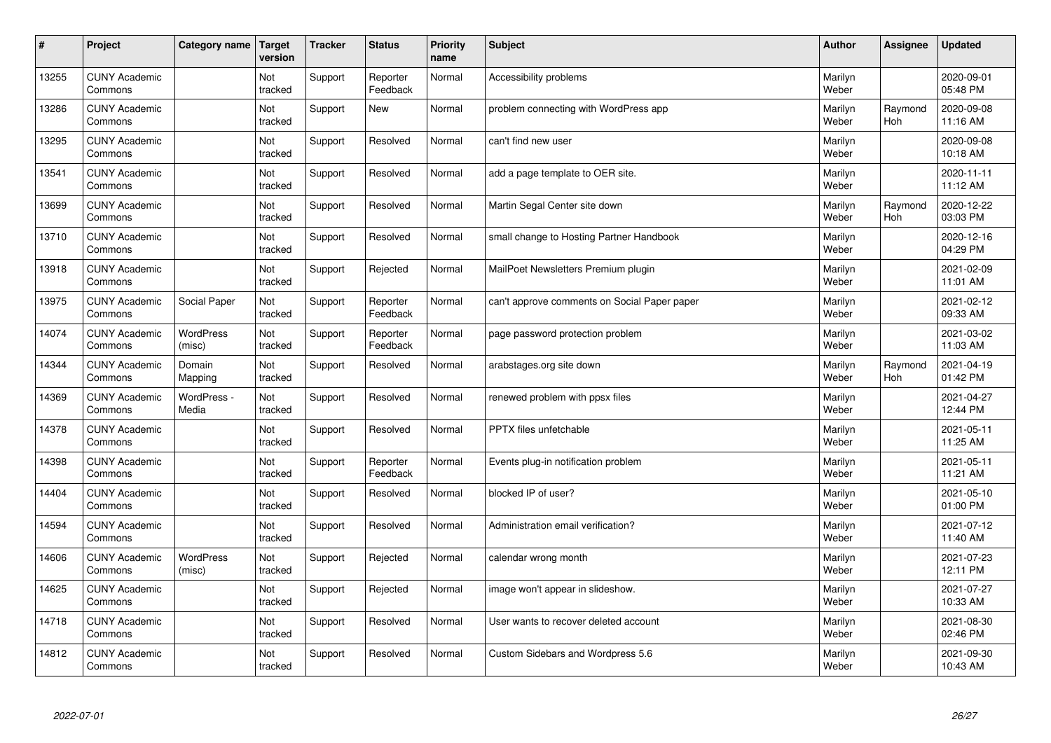| # | Project | Category name | Target version | Tracker | Status | Priority name | Subject | Author | Assignee | Updated |
|---|---|---|---|---|---|---|---|---|---|---|
| 13255 | CUNY Academic Commons | | Not tracked | Support | Reporter Feedback | Normal | Accessibility problems | Marilyn Weber | | 2020-09-01 05:48 PM |
| 13286 | CUNY Academic Commons | | Not tracked | Support | New | Normal | problem connecting with WordPress app | Marilyn Weber | Raymond Hoh | 2020-09-08 11:16 AM |
| 13295 | CUNY Academic Commons | | Not tracked | Support | Resolved | Normal | can't find new user | Marilyn Weber | | 2020-09-08 10:18 AM |
| 13541 | CUNY Academic Commons | | Not tracked | Support | Resolved | Normal | add a page template to OER site. | Marilyn Weber | | 2020-11-11 11:12 AM |
| 13699 | CUNY Academic Commons | | Not tracked | Support | Resolved | Normal | Martin Segal Center site down | Marilyn Weber | Raymond Hoh | 2020-12-22 03:03 PM |
| 13710 | CUNY Academic Commons | | Not tracked | Support | Resolved | Normal | small change to Hosting Partner Handbook | Marilyn Weber | | 2020-12-16 04:29 PM |
| 13918 | CUNY Academic Commons | | Not tracked | Support | Rejected | Normal | MailPoet Newsletters Premium plugin | Marilyn Weber | | 2021-02-09 11:01 AM |
| 13975 | CUNY Academic Commons | Social Paper | Not tracked | Support | Reporter Feedback | Normal | can't approve comments on Social Paper paper | Marilyn Weber | | 2021-02-12 09:33 AM |
| 14074 | CUNY Academic Commons | WordPress (misc) | Not tracked | Support | Reporter Feedback | Normal | page password protection problem | Marilyn Weber | | 2021-03-02 11:03 AM |
| 14344 | CUNY Academic Commons | Domain Mapping | Not tracked | Support | Resolved | Normal | arabstages.org site down | Marilyn Weber | Raymond Hoh | 2021-04-19 01:42 PM |
| 14369 | CUNY Academic Commons | WordPress - Media | Not tracked | Support | Resolved | Normal | renewed problem with ppsx files | Marilyn Weber | | 2021-04-27 12:44 PM |
| 14378 | CUNY Academic Commons | | Not tracked | Support | Resolved | Normal | PPTX files unfetchable | Marilyn Weber | | 2021-05-11 11:25 AM |
| 14398 | CUNY Academic Commons | | Not tracked | Support | Reporter Feedback | Normal | Events plug-in notification problem | Marilyn Weber | | 2021-05-11 11:21 AM |
| 14404 | CUNY Academic Commons | | Not tracked | Support | Resolved | Normal | blocked IP of user? | Marilyn Weber | | 2021-05-10 01:00 PM |
| 14594 | CUNY Academic Commons | | Not tracked | Support | Resolved | Normal | Administration email verification? | Marilyn Weber | | 2021-07-12 11:40 AM |
| 14606 | CUNY Academic Commons | WordPress (misc) | Not tracked | Support | Rejected | Normal | calendar wrong month | Marilyn Weber | | 2021-07-23 12:11 PM |
| 14625 | CUNY Academic Commons | | Not tracked | Support | Rejected | Normal | image won't appear in slideshow. | Marilyn Weber | | 2021-07-27 10:33 AM |
| 14718 | CUNY Academic Commons | | Not tracked | Support | Resolved | Normal | User wants to recover deleted account | Marilyn Weber | | 2021-08-30 02:46 PM |
| 14812 | CUNY Academic Commons | | Not tracked | Support | Resolved | Normal | Custom Sidebars and Wordpress 5.6 | Marilyn Weber | | 2021-09-30 10:43 AM |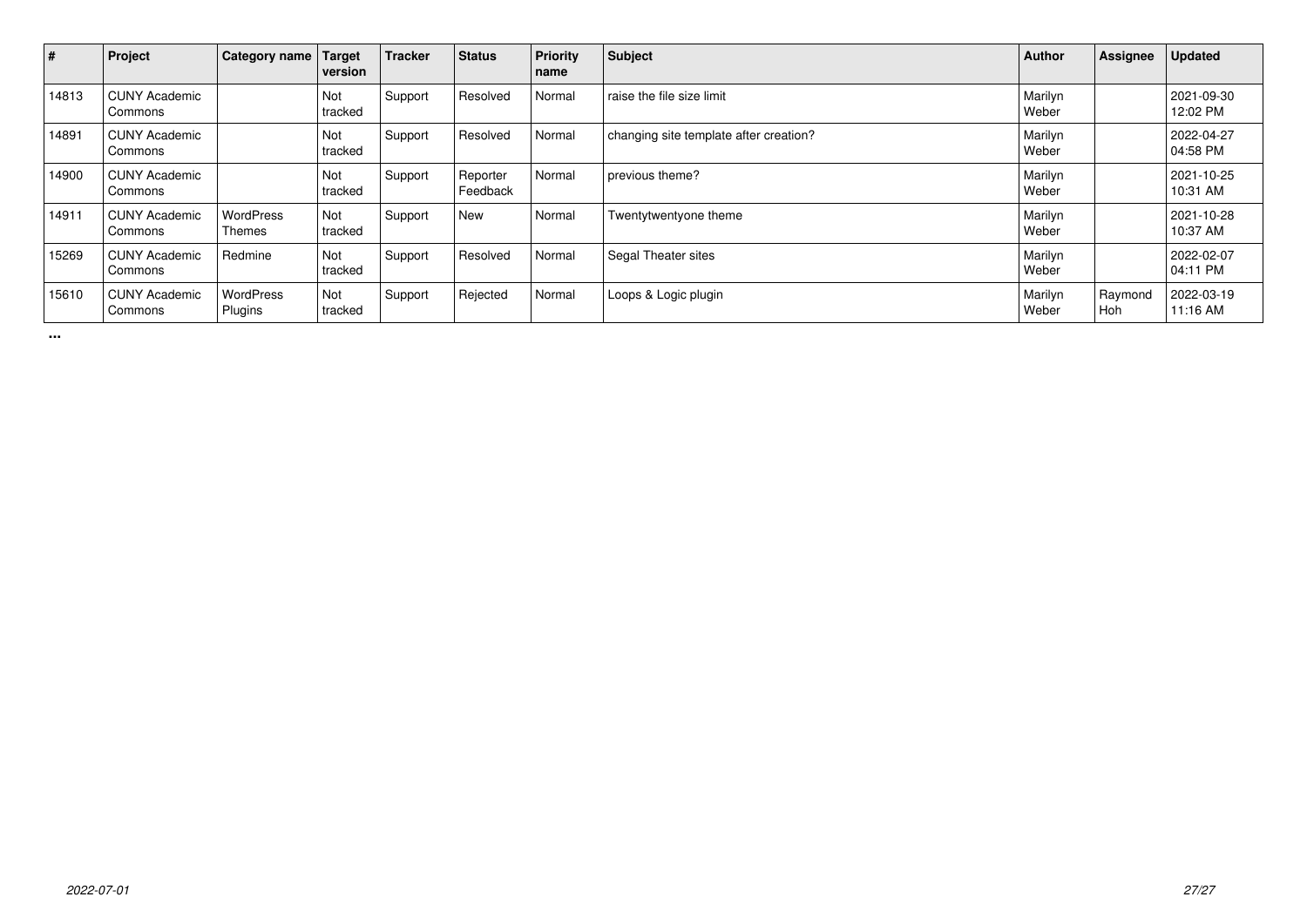| # | Project | Category name | Target version | Tracker | Status | Priority name | Subject | Author | Assignee | Updated |
|---|---|---|---|---|---|---|---|---|---|---|
| 14813 | CUNY Academic Commons | | Not tracked | Support | Resolved | Normal | raise the file size limit | Marilyn Weber | | 2021-09-30 12:02 PM |
| 14891 | CUNY Academic Commons | | Not tracked | Support | Resolved | Normal | changing site template after creation? | Marilyn Weber | | 2022-04-27 04:58 PM |
| 14900 | CUNY Academic Commons | | Not tracked | Support | Reporter Feedback | Normal | previous theme? | Marilyn Weber | | 2021-10-25 10:31 AM |
| 14911 | CUNY Academic Commons | WordPress Themes | Not tracked | Support | New | Normal | Twentytwentyone theme | Marilyn Weber | | 2021-10-28 10:37 AM |
| 15269 | CUNY Academic Commons | Redmine | Not tracked | Support | Resolved | Normal | Segal Theater sites | Marilyn Weber | | 2022-02-07 04:11 PM |
| 15610 | CUNY Academic Commons | WordPress Plugins | Not tracked | Support | Rejected | Normal | Loops & Logic plugin | Marilyn Weber | Raymond Hoh | 2022-03-19 11:16 AM |

...